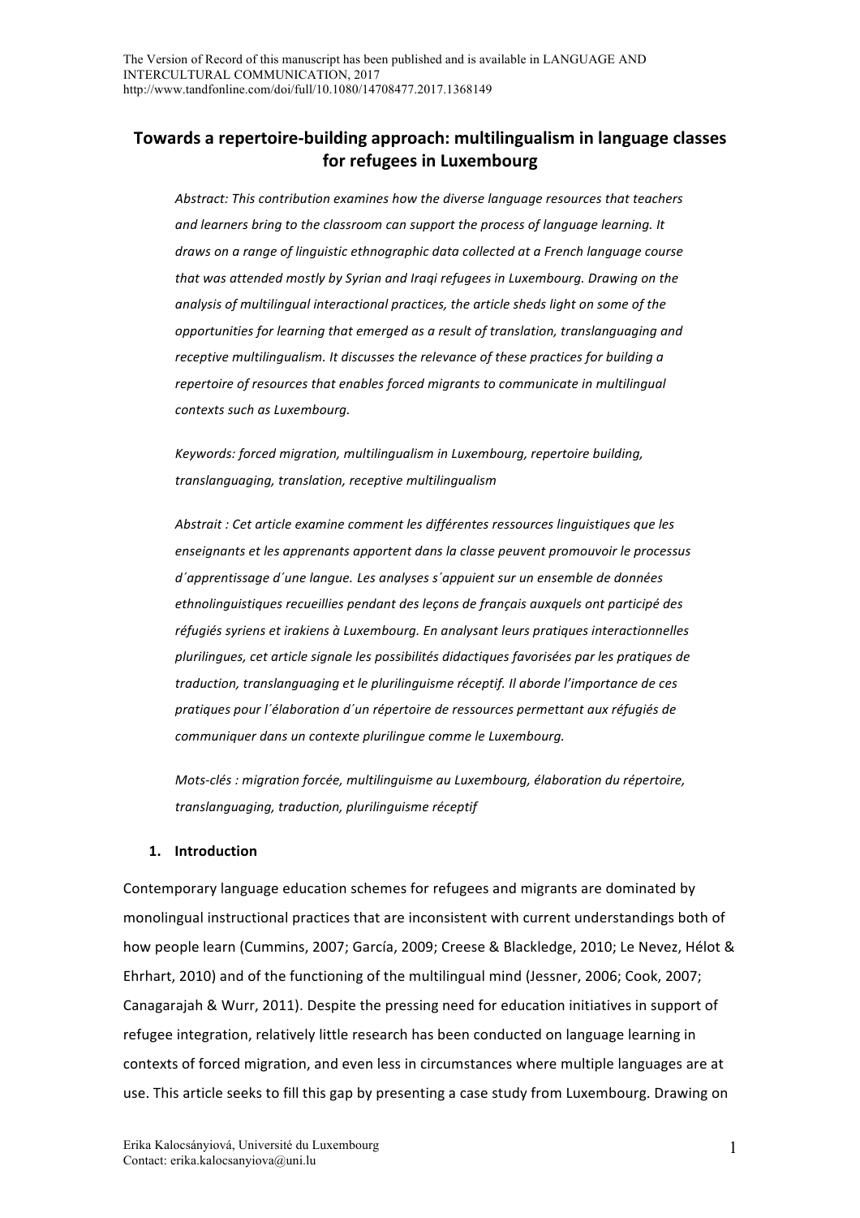The Version of Record of this manuscript has been published and is available in LANGUAGE AND INTERCULTURAL COMMUNICATION, 2017
http://www.tandfonline.com/doi/full/10.1080/14708477.2017.1368149

# Towards a repertoire-building approach: multilingualism in language classes for refugees in Luxembourg

*Abstract: This contribution examines how the diverse language resources that teachers and learners bring to the classroom can support the process of language learning. It draws on a range of linguistic ethnographic data collected at a French language course that was attended mostly by Syrian and Iraqi refugees in Luxembourg. Drawing on the analysis of multilingual interactional practices, the article sheds light on some of the opportunities for learning that emerged as a result of translation, translanguaging and receptive multilingualism. It discusses the relevance of these practices for building a repertoire of resources that enables forced migrants to communicate in multilingual contexts such as Luxembourg.*

*Keywords: forced migration, multilingualism in Luxembourg, repertoire building, translanguaging, translation, receptive multilingualism*

*Abstrait : Cet article examine comment les différentes ressources linguistiques que les enseignants et les apprenants apportent dans la classe peuvent promouvoir le processus d´apprentissage d´une langue. Les analyses s´appuient sur un ensemble de données ethnolinguistiques recueillies pendant des leçons de français auxquels ont participé des réfugiés syriens et irakiens à Luxembourg. En analysant leurs pratiques interactionnelles plurilingues, cet article signale les possibilités didactiques favorisées par les pratiques de traduction, translanguaging et le plurilinguisme réceptif. Il aborde l'importance de ces pratiques pour l´élaboration d´un répertoire de ressources permettant aux réfugiés de communiquer dans un contexte plurilingue comme le Luxembourg.*

*Mots-clés : migration forcée, multilinguisme au Luxembourg, élaboration du répertoire, translanguaging, traduction, plurilinguisme réceptif*

## 1. Introduction

Contemporary language education schemes for refugees and migrants are dominated by monolingual instructional practices that are inconsistent with current understandings both of how people learn (Cummins, 2007; García, 2009; Creese & Blackledge, 2010; Le Nevez, Hélot & Ehrhart, 2010) and of the functioning of the multilingual mind (Jessner, 2006; Cook, 2007; Canagarajah & Wurr, 2011). Despite the pressing need for education initiatives in support of refugee integration, relatively little research has been conducted on language learning in contexts of forced migration, and even less in circumstances where multiple languages are at use. This article seeks to fill this gap by presenting a case study from Luxembourg. Drawing on

Erika Kalocsányiová, Université du Luxembourg
Contact: erika.kalocsanyiova@uni.lu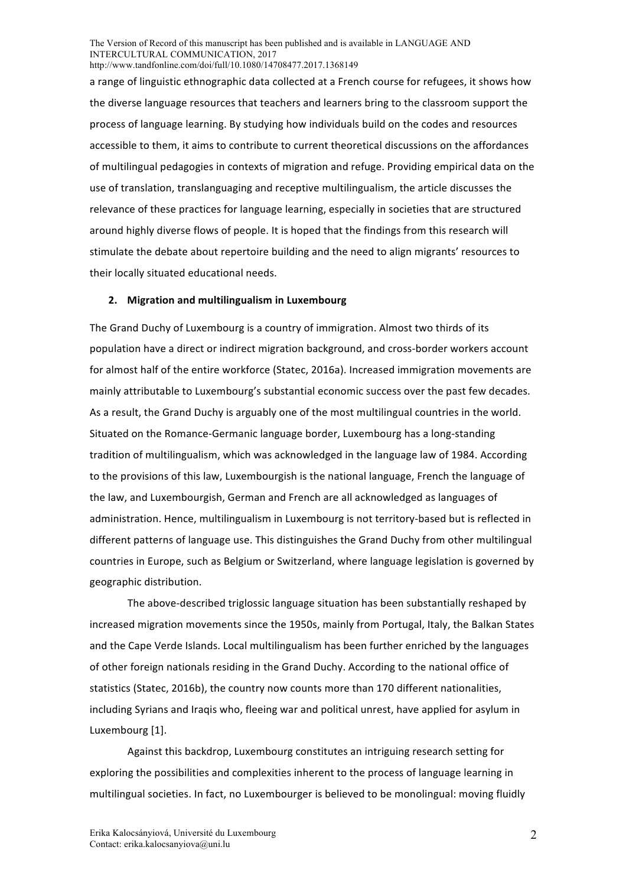a range of linguistic ethnographic data collected at a French course for refugees, it shows how the diverse language resources that teachers and learners bring to the classroom support the process of language learning. By studying how individuals build on the codes and resources accessible to them, it aims to contribute to current theoretical discussions on the affordances of multilingual pedagogies in contexts of migration and refuge. Providing empirical data on the use of translation, translanguaging and receptive multilingualism, the article discusses the relevance of these practices for language learning, especially in societies that are structured around highly diverse flows of people. It is hoped that the findings from this research will stimulate the debate about repertoire building and the need to align migrants' resources to their locally situated educational needs.

## 2. Migration and multilingualism in Luxembourg

The Grand Duchy of Luxembourg is a country of immigration. Almost two thirds of its population have a direct or indirect migration background, and cross-border workers account for almost half of the entire workforce (Statec, 2016a). Increased immigration movements are mainly attributable to Luxembourg's substantial economic success over the past few decades. As a result, the Grand Duchy is arguably one of the most multilingual countries in the world. Situated on the Romance-Germanic language border, Luxembourg has a long-standing tradition of multilingualism, which was acknowledged in the language law of 1984. According to the provisions of this law, Luxembourgish is the national language, French the language of the law, and Luxembourgish, German and French are all acknowledged as languages of administration. Hence, multilingualism in Luxembourg is not territory-based but is reflected in different patterns of language use. This distinguishes the Grand Duchy from other multilingual countries in Europe, such as Belgium or Switzerland, where language legislation is governed by geographic distribution.

The above-described triglossic language situation has been substantially reshaped by increased migration movements since the 1950s, mainly from Portugal, Italy, the Balkan States and the Cape Verde Islands. Local multilingualism has been further enriched by the languages of other foreign nationals residing in the Grand Duchy. According to the national office of statistics (Statec, 2016b), the country now counts more than 170 different nationalities, including Syrians and Iraqis who, fleeing war and political unrest, have applied for asylum in Luxembourg [1].

Against this backdrop, Luxembourg constitutes an intriguing research setting for exploring the possibilities and complexities inherent to the process of language learning in multilingual societies. In fact, no Luxembourger is believed to be monolingual: moving fluidly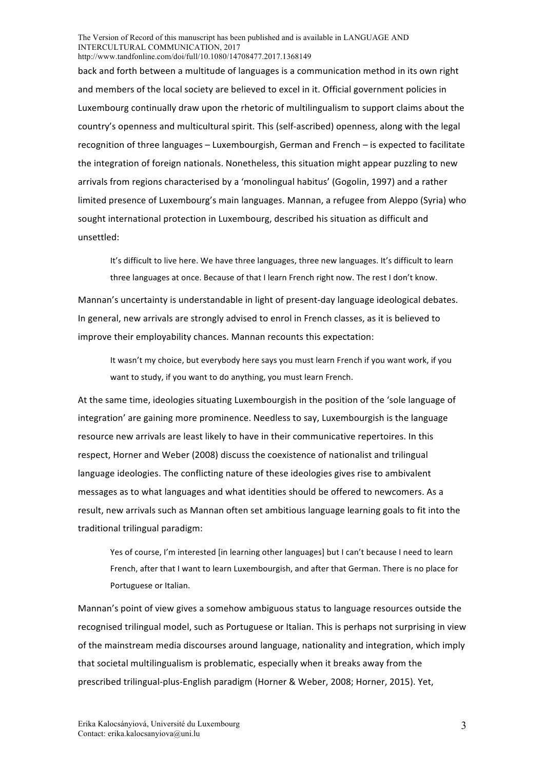back and forth between a multitude of languages is a communication method in its own right and members of the local society are believed to excel in it. Official government policies in Luxembourg continually draw upon the rhetoric of multilingualism to support claims about the country's openness and multicultural spirit. This (self-ascribed) openness, along with the legal recognition of three languages – Luxembourgish, German and French – is expected to facilitate the integration of foreign nationals. Nonetheless, this situation might appear puzzling to new arrivals from regions characterised by a 'monolingual habitus' (Gogolin, 1997) and a rather limited presence of Luxembourg's main languages. Mannan, a refugee from Aleppo (Syria) who sought international protection in Luxembourg, described his situation as difficult and unsettled:

> It's difficult to live here. We have three languages, three new languages. It's difficult to learn three languages at once. Because of that I learn French right now. The rest I don't know.

Mannan's uncertainty is understandable in light of present-day language ideological debates. In general, new arrivals are strongly advised to enrol in French classes, as it is believed to improve their employability chances. Mannan recounts this expectation:

> It wasn't my choice, but everybody here says you must learn French if you want work, if you want to study, if you want to do anything, you must learn French.

At the same time, ideologies situating Luxembourgish in the position of the 'sole language of integration' are gaining more prominence. Needless to say, Luxembourgish is the language resource new arrivals are least likely to have in their communicative repertoires. In this respect, Horner and Weber (2008) discuss the coexistence of nationalist and trilingual language ideologies. The conflicting nature of these ideologies gives rise to ambivalent messages as to what languages and what identities should be offered to newcomers. As a result, new arrivals such as Mannan often set ambitious language learning goals to fit into the traditional trilingual paradigm:

> Yes of course, I'm interested [in learning other languages] but I can't because I need to learn French, after that I want to learn Luxembourgish, and after that German. There is no place for Portuguese or Italian.

Mannan's point of view gives a somehow ambiguous status to language resources outside the recognised trilingual model, such as Portuguese or Italian. This is perhaps not surprising in view of the mainstream media discourses around language, nationality and integration, which imply that societal multilingualism is problematic, especially when it breaks away from the prescribed trilingual-plus-English paradigm (Horner & Weber, 2008; Horner, 2015). Yet,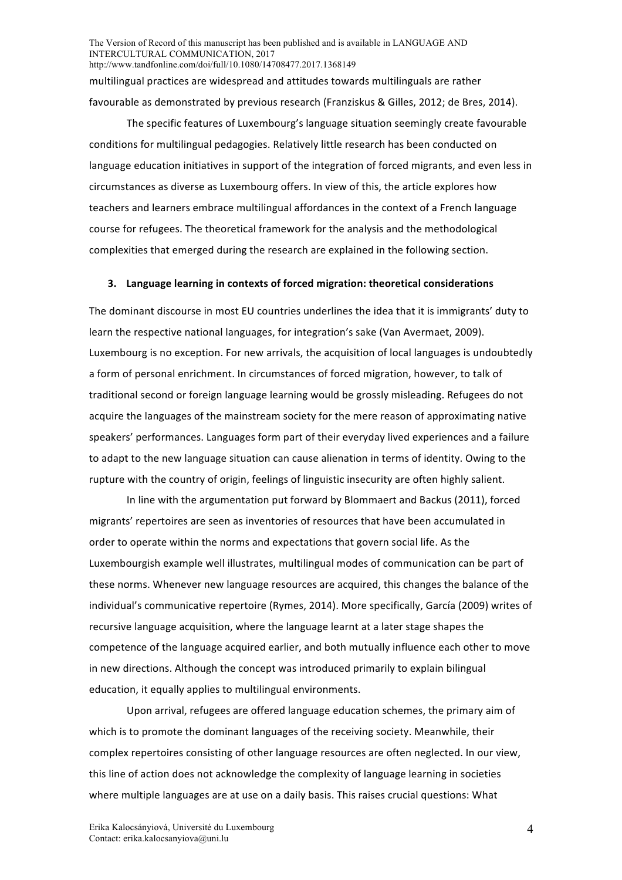multilingual practices are widespread and attitudes towards multilinguals are rather favourable as demonstrated by previous research (Franziskus & Gilles, 2012; de Bres, 2014).

The specific features of Luxembourg's language situation seemingly create favourable conditions for multilingual pedagogies. Relatively little research has been conducted on language education initiatives in support of the integration of forced migrants, and even less in circumstances as diverse as Luxembourg offers. In view of this, the article explores how teachers and learners embrace multilingual affordances in the context of a French language course for refugees. The theoretical framework for the analysis and the methodological complexities that emerged during the research are explained in the following section.

## 3. Language learning in contexts of forced migration: theoretical considerations

The dominant discourse in most EU countries underlines the idea that it is immigrants' duty to learn the respective national languages, for integration's sake (Van Avermaet, 2009). Luxembourg is no exception. For new arrivals, the acquisition of local languages is undoubtedly a form of personal enrichment. In circumstances of forced migration, however, to talk of traditional second or foreign language learning would be grossly misleading. Refugees do not acquire the languages of the mainstream society for the mere reason of approximating native speakers' performances. Languages form part of their everyday lived experiences and a failure to adapt to the new language situation can cause alienation in terms of identity. Owing to the rupture with the country of origin, feelings of linguistic insecurity are often highly salient.

In line with the argumentation put forward by Blommaert and Backus (2011), forced migrants' repertoires are seen as inventories of resources that have been accumulated in order to operate within the norms and expectations that govern social life. As the Luxembourgish example well illustrates, multilingual modes of communication can be part of these norms. Whenever new language resources are acquired, this changes the balance of the individual's communicative repertoire (Rymes, 2014). More specifically, García (2009) writes of recursive language acquisition, where the language learnt at a later stage shapes the competence of the language acquired earlier, and both mutually influence each other to move in new directions. Although the concept was introduced primarily to explain bilingual education, it equally applies to multilingual environments.

Upon arrival, refugees are offered language education schemes, the primary aim of which is to promote the dominant languages of the receiving society. Meanwhile, their complex repertoires consisting of other language resources are often neglected. In our view, this line of action does not acknowledge the complexity of language learning in societies where multiple languages are at use on a daily basis. This raises crucial questions: What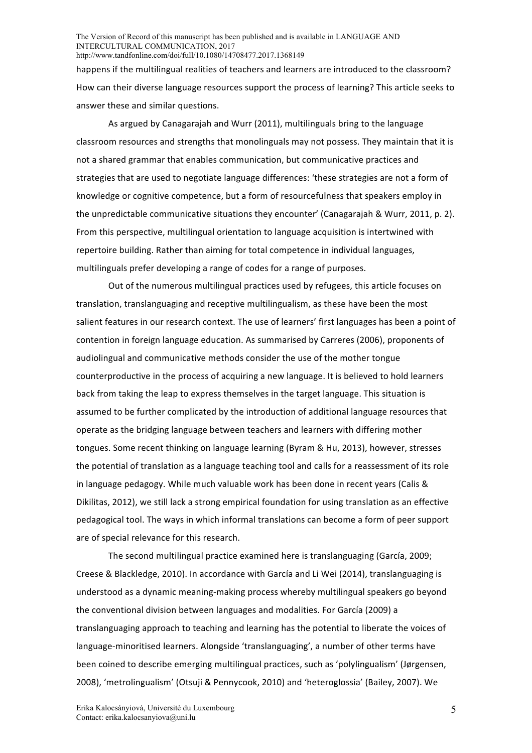happens if the multilingual realities of teachers and learners are introduced to the classroom? How can their diverse language resources support the process of learning? This article seeks to answer these and similar questions.

As argued by Canagarajah and Wurr (2011), multilinguals bring to the language classroom resources and strengths that monolinguals may not possess. They maintain that it is not a shared grammar that enables communication, but communicative practices and strategies that are used to negotiate language differences: 'these strategies are not a form of knowledge or cognitive competence, but a form of resourcefulness that speakers employ in the unpredictable communicative situations they encounter' (Canagarajah & Wurr, 2011, p. 2). From this perspective, multilingual orientation to language acquisition is intertwined with repertoire building. Rather than aiming for total competence in individual languages, multilinguals prefer developing a range of codes for a range of purposes.

Out of the numerous multilingual practices used by refugees, this article focuses on translation, translanguaging and receptive multilingualism, as these have been the most salient features in our research context. The use of learners' first languages has been a point of contention in foreign language education. As summarised by Carreres (2006), proponents of audiolingual and communicative methods consider the use of the mother tongue counterproductive in the process of acquiring a new language. It is believed to hold learners back from taking the leap to express themselves in the target language. This situation is assumed to be further complicated by the introduction of additional language resources that operate as the bridging language between teachers and learners with differing mother tongues. Some recent thinking on language learning (Byram & Hu, 2013), however, stresses the potential of translation as a language teaching tool and calls for a reassessment of its role in language pedagogy. While much valuable work has been done in recent years (Calis & Dikilitas, 2012), we still lack a strong empirical foundation for using translation as an effective pedagogical tool. The ways in which informal translations can become a form of peer support are of special relevance for this research.

The second multilingual practice examined here is translanguaging (García, 2009; Creese & Blackledge, 2010). In accordance with García and Li Wei (2014), translanguaging is understood as a dynamic meaning-making process whereby multilingual speakers go beyond the conventional division between languages and modalities. For García (2009) a translanguaging approach to teaching and learning has the potential to liberate the voices of language-minoritised learners. Alongside 'translanguaging', a number of other terms have been coined to describe emerging multilingual practices, such as 'polylingualism' (Jørgensen, 2008), 'metrolingualism' (Otsuji & Pennycook, 2010) and 'heteroglossia' (Bailey, 2007). We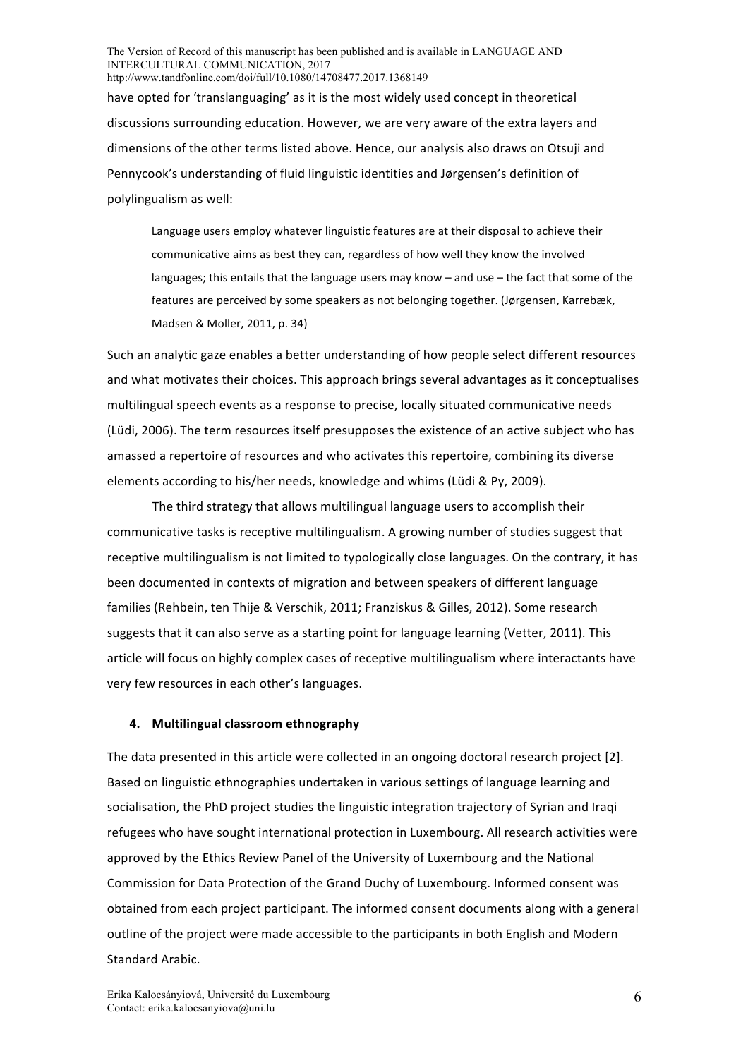have opted for 'translanguaging' as it is the most widely used concept in theoretical discussions surrounding education. However, we are very aware of the extra layers and dimensions of the other terms listed above. Hence, our analysis also draws on Otsuji and Pennycook's understanding of fluid linguistic identities and Jørgensen's definition of polylingualism as well:

> Language users employ whatever linguistic features are at their disposal to achieve their communicative aims as best they can, regardless of how well they know the involved languages; this entails that the language users may know – and use – the fact that some of the features are perceived by some speakers as not belonging together. (Jørgensen, Karrebæk, Madsen & Moller, 2011, p. 34)

Such an analytic gaze enables a better understanding of how people select different resources and what motivates their choices. This approach brings several advantages as it conceptualises multilingual speech events as a response to precise, locally situated communicative needs (Lüdi, 2006). The term resources itself presupposes the existence of an active subject who has amassed a repertoire of resources and who activates this repertoire, combining its diverse elements according to his/her needs, knowledge and whims (Lüdi & Py, 2009).

The third strategy that allows multilingual language users to accomplish their communicative tasks is receptive multilingualism. A growing number of studies suggest that receptive multilingualism is not limited to typologically close languages. On the contrary, it has been documented in contexts of migration and between speakers of different language families (Rehbein, ten Thije & Verschik, 2011; Franziskus & Gilles, 2012). Some research suggests that it can also serve as a starting point for language learning (Vetter, 2011). This article will focus on highly complex cases of receptive multilingualism where interactants have very few resources in each other's languages.

## 4. Multilingual classroom ethnography

The data presented in this article were collected in an ongoing doctoral research project [2]. Based on linguistic ethnographies undertaken in various settings of language learning and socialisation, the PhD project studies the linguistic integration trajectory of Syrian and Iraqi refugees who have sought international protection in Luxembourg. All research activities were approved by the Ethics Review Panel of the University of Luxembourg and the National Commission for Data Protection of the Grand Duchy of Luxembourg. Informed consent was obtained from each project participant. The informed consent documents along with a general outline of the project were made accessible to the participants in both English and Modern Standard Arabic.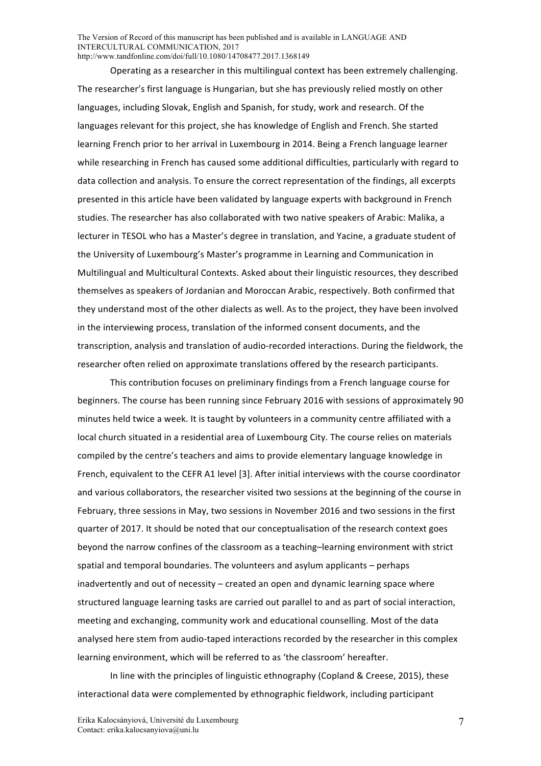Operating as a researcher in this multilingual context has been extremely challenging. The researcher's first language is Hungarian, but she has previously relied mostly on other languages, including Slovak, English and Spanish, for study, work and research. Of the languages relevant for this project, she has knowledge of English and French. She started learning French prior to her arrival in Luxembourg in 2014. Being a French language learner while researching in French has caused some additional difficulties, particularly with regard to data collection and analysis. To ensure the correct representation of the findings, all excerpts presented in this article have been validated by language experts with background in French studies. The researcher has also collaborated with two native speakers of Arabic: Malika, a lecturer in TESOL who has a Master's degree in translation, and Yacine, a graduate student of the University of Luxembourg's Master's programme in Learning and Communication in Multilingual and Multicultural Contexts. Asked about their linguistic resources, they described themselves as speakers of Jordanian and Moroccan Arabic, respectively. Both confirmed that they understand most of the other dialects as well. As to the project, they have been involved in the interviewing process, translation of the informed consent documents, and the transcription, analysis and translation of audio-recorded interactions. During the fieldwork, the researcher often relied on approximate translations offered by the research participants.

This contribution focuses on preliminary findings from a French language course for beginners. The course has been running since February 2016 with sessions of approximately 90 minutes held twice a week. It is taught by volunteers in a community centre affiliated with a local church situated in a residential area of Luxembourg City. The course relies on materials compiled by the centre's teachers and aims to provide elementary language knowledge in French, equivalent to the CEFR A1 level [3]. After initial interviews with the course coordinator and various collaborators, the researcher visited two sessions at the beginning of the course in February, three sessions in May, two sessions in November 2016 and two sessions in the first quarter of 2017. It should be noted that our conceptualisation of the research context goes beyond the narrow confines of the classroom as a teaching–learning environment with strict spatial and temporal boundaries. The volunteers and asylum applicants – perhaps inadvertently and out of necessity – created an open and dynamic learning space where structured language learning tasks are carried out parallel to and as part of social interaction, meeting and exchanging, community work and educational counselling. Most of the data analysed here stem from audio-taped interactions recorded by the researcher in this complex learning environment, which will be referred to as 'the classroom' hereafter.

In line with the principles of linguistic ethnography (Copland & Creese, 2015), these interactional data were complemented by ethnographic fieldwork, including participant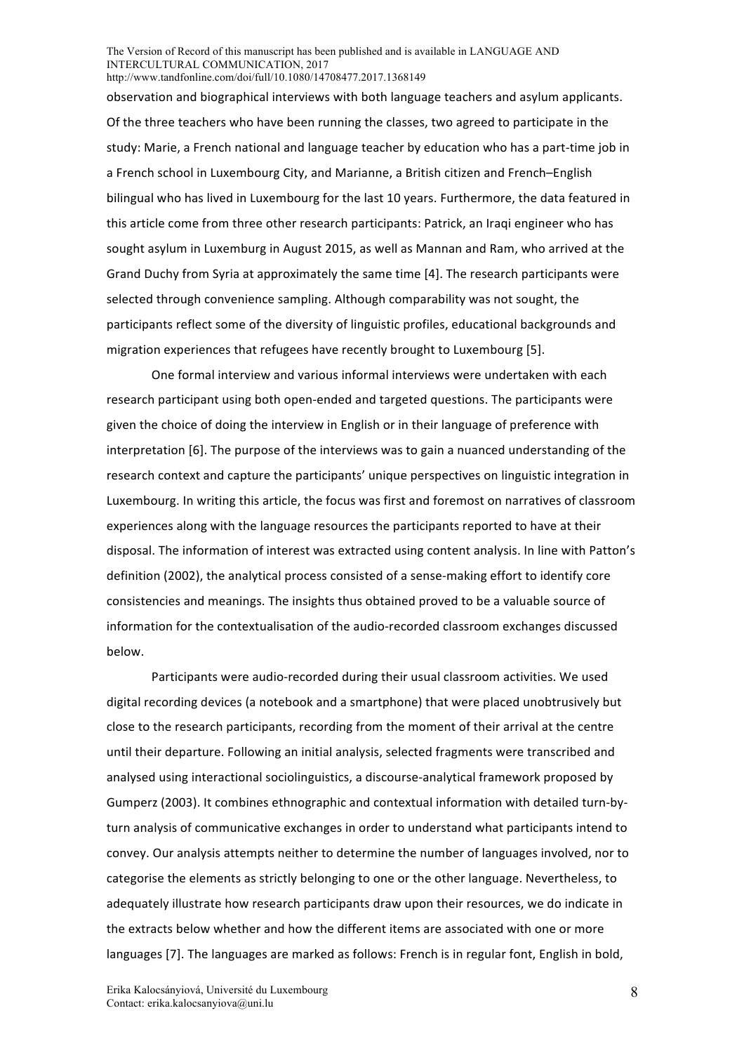observation and biographical interviews with both language teachers and asylum applicants. Of the three teachers who have been running the classes, two agreed to participate in the study: Marie, a French national and language teacher by education who has a part-time job in a French school in Luxembourg City, and Marianne, a British citizen and French–English bilingual who has lived in Luxembourg for the last 10 years. Furthermore, the data featured in this article come from three other research participants: Patrick, an Iraqi engineer who has sought asylum in Luxemburg in August 2015, as well as Mannan and Ram, who arrived at the Grand Duchy from Syria at approximately the same time [4]. The research participants were selected through convenience sampling. Although comparability was not sought, the participants reflect some of the diversity of linguistic profiles, educational backgrounds and migration experiences that refugees have recently brought to Luxembourg [5].

One formal interview and various informal interviews were undertaken with each research participant using both open-ended and targeted questions. The participants were given the choice of doing the interview in English or in their language of preference with interpretation [6]. The purpose of the interviews was to gain a nuanced understanding of the research context and capture the participants' unique perspectives on linguistic integration in Luxembourg. In writing this article, the focus was first and foremost on narratives of classroom experiences along with the language resources the participants reported to have at their disposal. The information of interest was extracted using content analysis. In line with Patton's definition (2002), the analytical process consisted of a sense-making effort to identify core consistencies and meanings. The insights thus obtained proved to be a valuable source of information for the contextualisation of the audio-recorded classroom exchanges discussed below.

Participants were audio-recorded during their usual classroom activities. We used digital recording devices (a notebook and a smartphone) that were placed unobtrusively but close to the research participants, recording from the moment of their arrival at the centre until their departure. Following an initial analysis, selected fragments were transcribed and analysed using interactional sociolinguistics, a discourse-analytical framework proposed by Gumperz (2003). It combines ethnographic and contextual information with detailed turn-by-turn analysis of communicative exchanges in order to understand what participants intend to convey. Our analysis attempts neither to determine the number of languages involved, nor to categorise the elements as strictly belonging to one or the other language. Nevertheless, to adequately illustrate how research participants draw upon their resources, we do indicate in the extracts below whether and how the different items are associated with one or more languages [7]. The languages are marked as follows: French is in regular font, English in bold,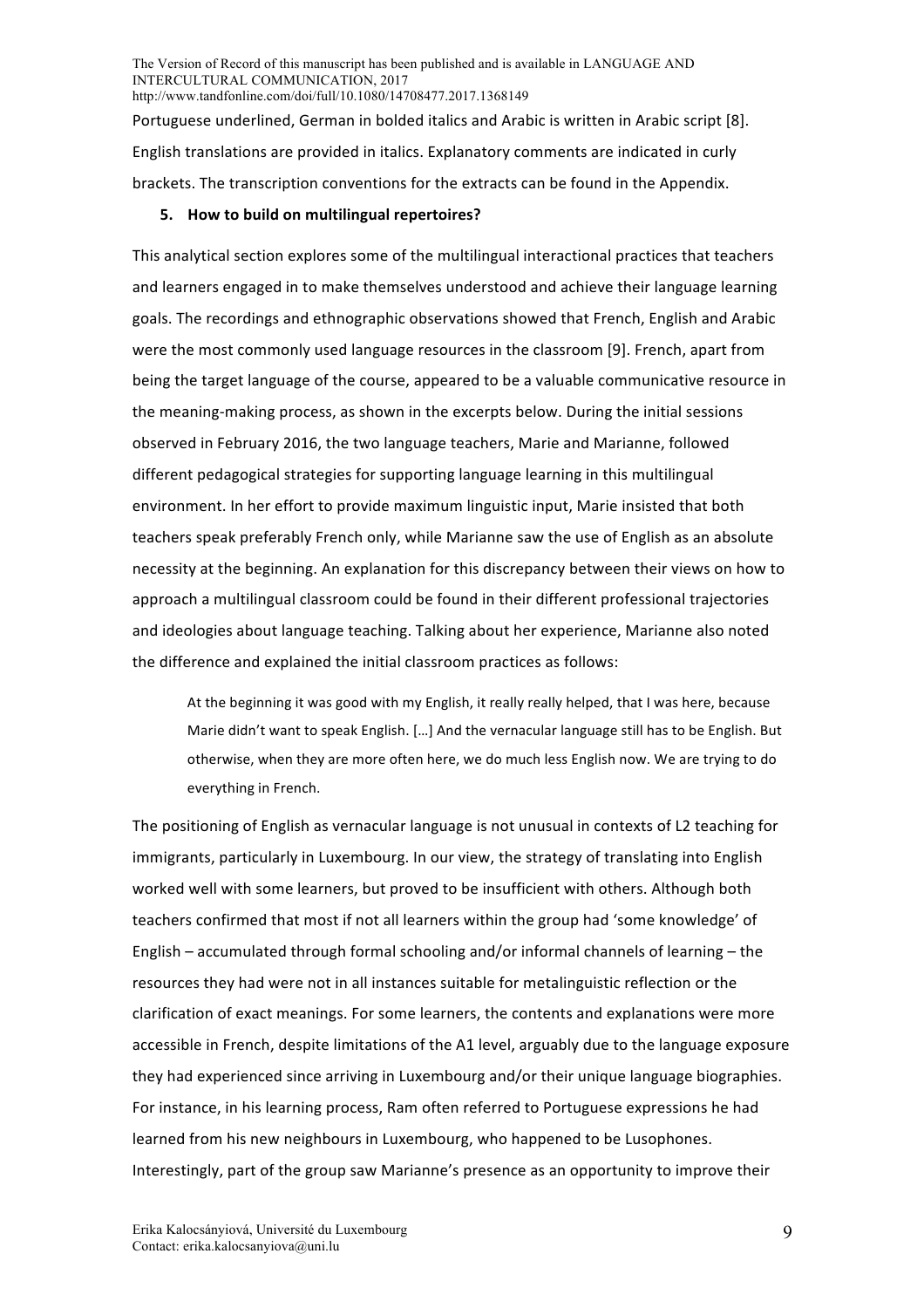Portuguese underlined, German in bolded italics and Arabic is written in Arabic script [8]. English translations are provided in italics. Explanatory comments are indicated in curly brackets. The transcription conventions for the extracts can be found in the Appendix.

## 5. How to build on multilingual repertoires?

This analytical section explores some of the multilingual interactional practices that teachers and learners engaged in to make themselves understood and achieve their language learning goals. The recordings and ethnographic observations showed that French, English and Arabic were the most commonly used language resources in the classroom [9]. French, apart from being the target language of the course, appeared to be a valuable communicative resource in the meaning-making process, as shown in the excerpts below. During the initial sessions observed in February 2016, the two language teachers, Marie and Marianne, followed different pedagogical strategies for supporting language learning in this multilingual environment. In her effort to provide maximum linguistic input, Marie insisted that both teachers speak preferably French only, while Marianne saw the use of English as an absolute necessity at the beginning. An explanation for this discrepancy between their views on how to approach a multilingual classroom could be found in their different professional trajectories and ideologies about language teaching. Talking about her experience, Marianne also noted the difference and explained the initial classroom practices as follows:

> At the beginning it was good with my English, it really really helped, that I was here, because Marie didn't want to speak English. […] And the vernacular language still has to be English. But otherwise, when they are more often here, we do much less English now. We are trying to do everything in French.

The positioning of English as vernacular language is not unusual in contexts of L2 teaching for immigrants, particularly in Luxembourg. In our view, the strategy of translating into English worked well with some learners, but proved to be insufficient with others. Although both teachers confirmed that most if not all learners within the group had 'some knowledge' of English – accumulated through formal schooling and/or informal channels of learning – the resources they had were not in all instances suitable for metalinguistic reflection or the clarification of exact meanings. For some learners, the contents and explanations were more accessible in French, despite limitations of the A1 level, arguably due to the language exposure they had experienced since arriving in Luxembourg and/or their unique language biographies. For instance, in his learning process, Ram often referred to Portuguese expressions he had learned from his new neighbours in Luxembourg, who happened to be Lusophones. Interestingly, part of the group saw Marianne's presence as an opportunity to improve their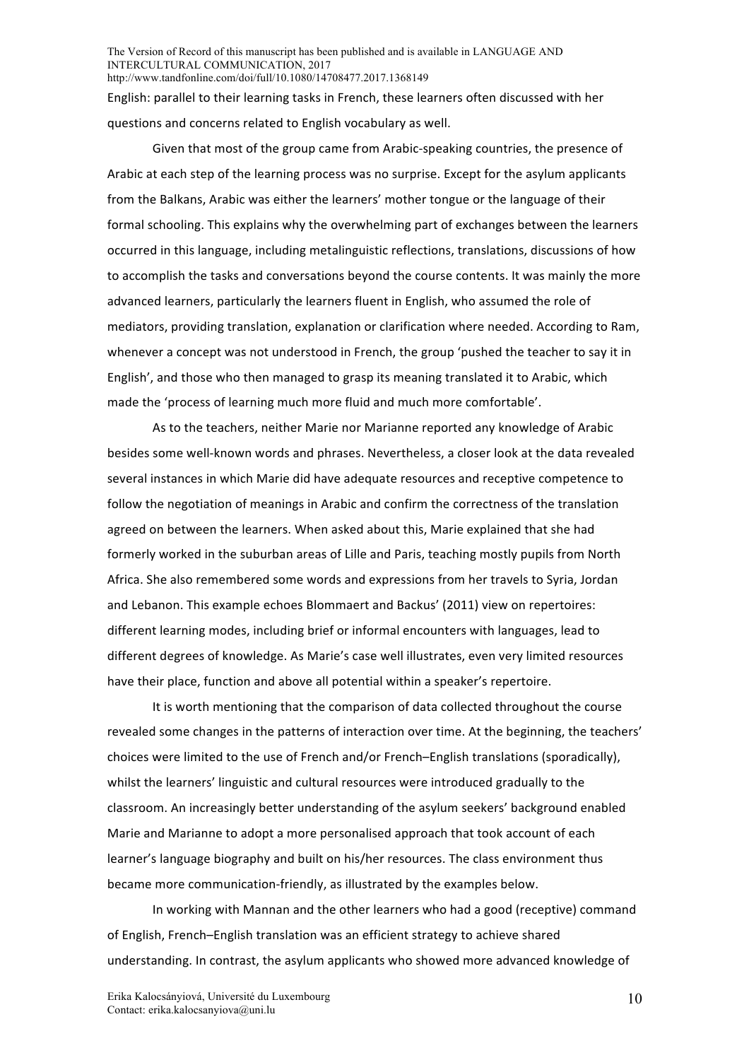English: parallel to their learning tasks in French, these learners often discussed with her questions and concerns related to English vocabulary as well.

Given that most of the group came from Arabic-speaking countries, the presence of Arabic at each step of the learning process was no surprise. Except for the asylum applicants from the Balkans, Arabic was either the learners' mother tongue or the language of their formal schooling. This explains why the overwhelming part of exchanges between the learners occurred in this language, including metalinguistic reflections, translations, discussions of how to accomplish the tasks and conversations beyond the course contents. It was mainly the more advanced learners, particularly the learners fluent in English, who assumed the role of mediators, providing translation, explanation or clarification where needed. According to Ram, whenever a concept was not understood in French, the group 'pushed the teacher to say it in English', and those who then managed to grasp its meaning translated it to Arabic, which made the 'process of learning much more fluid and much more comfortable'.

As to the teachers, neither Marie nor Marianne reported any knowledge of Arabic besides some well-known words and phrases. Nevertheless, a closer look at the data revealed several instances in which Marie did have adequate resources and receptive competence to follow the negotiation of meanings in Arabic and confirm the correctness of the translation agreed on between the learners. When asked about this, Marie explained that she had formerly worked in the suburban areas of Lille and Paris, teaching mostly pupils from North Africa. She also remembered some words and expressions from her travels to Syria, Jordan and Lebanon. This example echoes Blommaert and Backus' (2011) view on repertoires: different learning modes, including brief or informal encounters with languages, lead to different degrees of knowledge. As Marie's case well illustrates, even very limited resources have their place, function and above all potential within a speaker's repertoire.

It is worth mentioning that the comparison of data collected throughout the course revealed some changes in the patterns of interaction over time. At the beginning, the teachers' choices were limited to the use of French and/or French–English translations (sporadically), whilst the learners' linguistic and cultural resources were introduced gradually to the classroom. An increasingly better understanding of the asylum seekers' background enabled Marie and Marianne to adopt a more personalised approach that took account of each learner's language biography and built on his/her resources. The class environment thus became more communication-friendly, as illustrated by the examples below.

In working with Mannan and the other learners who had a good (receptive) command of English, French–English translation was an efficient strategy to achieve shared understanding. In contrast, the asylum applicants who showed more advanced knowledge of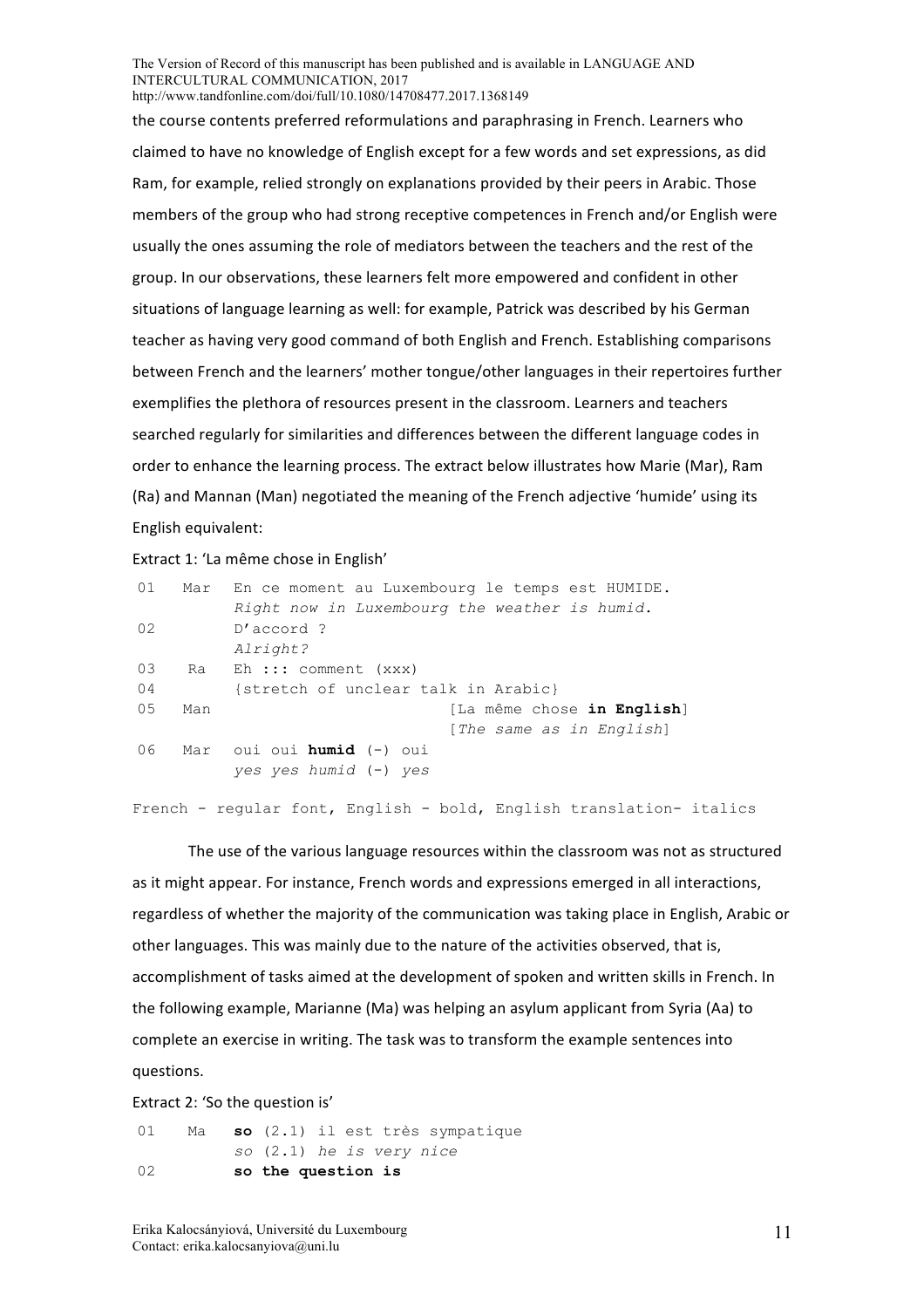the course contents preferred reformulations and paraphrasing in French. Learners who claimed to have no knowledge of English except for a few words and set expressions, as did Ram, for example, relied strongly on explanations provided by their peers in Arabic. Those members of the group who had strong receptive competences in French and/or English were usually the ones assuming the role of mediators between the teachers and the rest of the group. In our observations, these learners felt more empowered and confident in other situations of language learning as well: for example, Patrick was described by his German teacher as having very good command of both English and French. Establishing comparisons between French and the learners' mother tongue/other languages in their repertoires further exemplifies the plethora of resources present in the classroom. Learners and teachers searched regularly for similarities and differences between the different language codes in order to enhance the learning process. The extract below illustrates how Marie (Mar), Ram (Ra) and Mannan (Man) negotiated the meaning of the French adjective 'humide' using its English equivalent:

Extract 1: 'La même chose in English'

```
01   Mar  En ce moment au Luxembourg le temps est HUMIDE.
          Right now in Luxembourg the weather is humid.
02        D'accord ?
          Alright?
03    Ra  Eh ::: comment (xxx)
04        {stretch of unclear talk in Arabic}
05   Man                          [La même chose in English]
                                  [The same as in English]
06   Mar  oui oui humid (-) oui
          yes yes humid (-) yes
```

French - regular font, English - bold, English translation- italics

The use of the various language resources within the classroom was not as structured as it might appear. For instance, French words and expressions emerged in all interactions, regardless of whether the majority of the communication was taking place in English, Arabic or other languages. This was mainly due to the nature of the activities observed, that is, accomplishment of tasks aimed at the development of spoken and written skills in French. In the following example, Marianne (Ma) was helping an asylum applicant from Syria (Aa) to complete an exercise in writing. The task was to transform the example sentences into questions.

Extract 2: 'So the question is'

```
01   Ma   so (2.1) il est très sympatique
          so (2.1) he is very nice
02        so the question is
```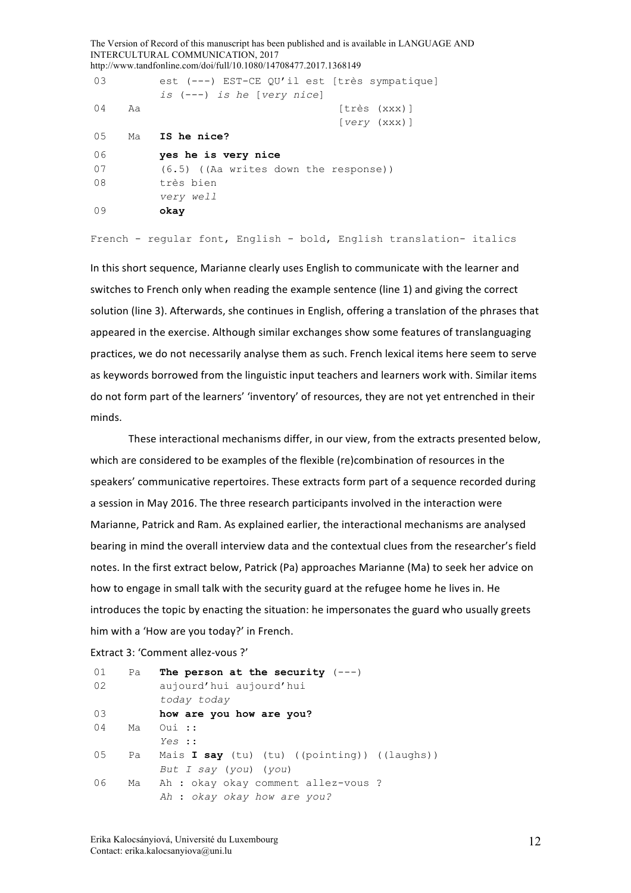```
03        est (---) EST-CE QU'il est [très sympatique]
          is (---) is he [very nice]
04   Aa                              [très (xxx)]
                                     [very (xxx)]
05   Ma   IS he nice?
06        yes he is very nice
07        (6.5) ((Aa writes down the response))
08        très bien
          very well
09        okay
```

French - regular font, English - bold, English translation- italics

In this short sequence, Marianne clearly uses English to communicate with the learner and switches to French only when reading the example sentence (line 1) and giving the correct solution (line 3). Afterwards, she continues in English, offering a translation of the phrases that appeared in the exercise. Although similar exchanges show some features of translanguaging practices, we do not necessarily analyse them as such. French lexical items here seem to serve as keywords borrowed from the linguistic input teachers and learners work with. Similar items do not form part of the learners' 'inventory' of resources, they are not yet entrenched in their minds.

These interactional mechanisms differ, in our view, from the extracts presented below, which are considered to be examples of the flexible (re)combination of resources in the speakers' communicative repertoires. These extracts form part of a sequence recorded during a session in May 2016. The three research participants involved in the interaction were Marianne, Patrick and Ram. As explained earlier, the interactional mechanisms are analysed bearing in mind the overall interview data and the contextual clues from the researcher's field notes. In the first extract below, Patrick (Pa) approaches Marianne (Ma) to seek her advice on how to engage in small talk with the security guard at the refugee home he lives in. He introduces the topic by enacting the situation: he impersonates the guard who usually greets him with a 'How are you today?' in French.

Extract 3: 'Comment allez-vous ?'

```
01   Pa   The person at the security (---)
02        aujourd'hui aujourd'hui
          today today
03        how are you how are you?
04   Ma   Oui ::
          Yes ::
05   Pa   Mais I say (tu) (tu) ((pointing)) ((laughs))
          But I say (you) (you)
06   Ma   Ah : okay okay comment allez-vous ?
          Ah : okay okay how are you?
```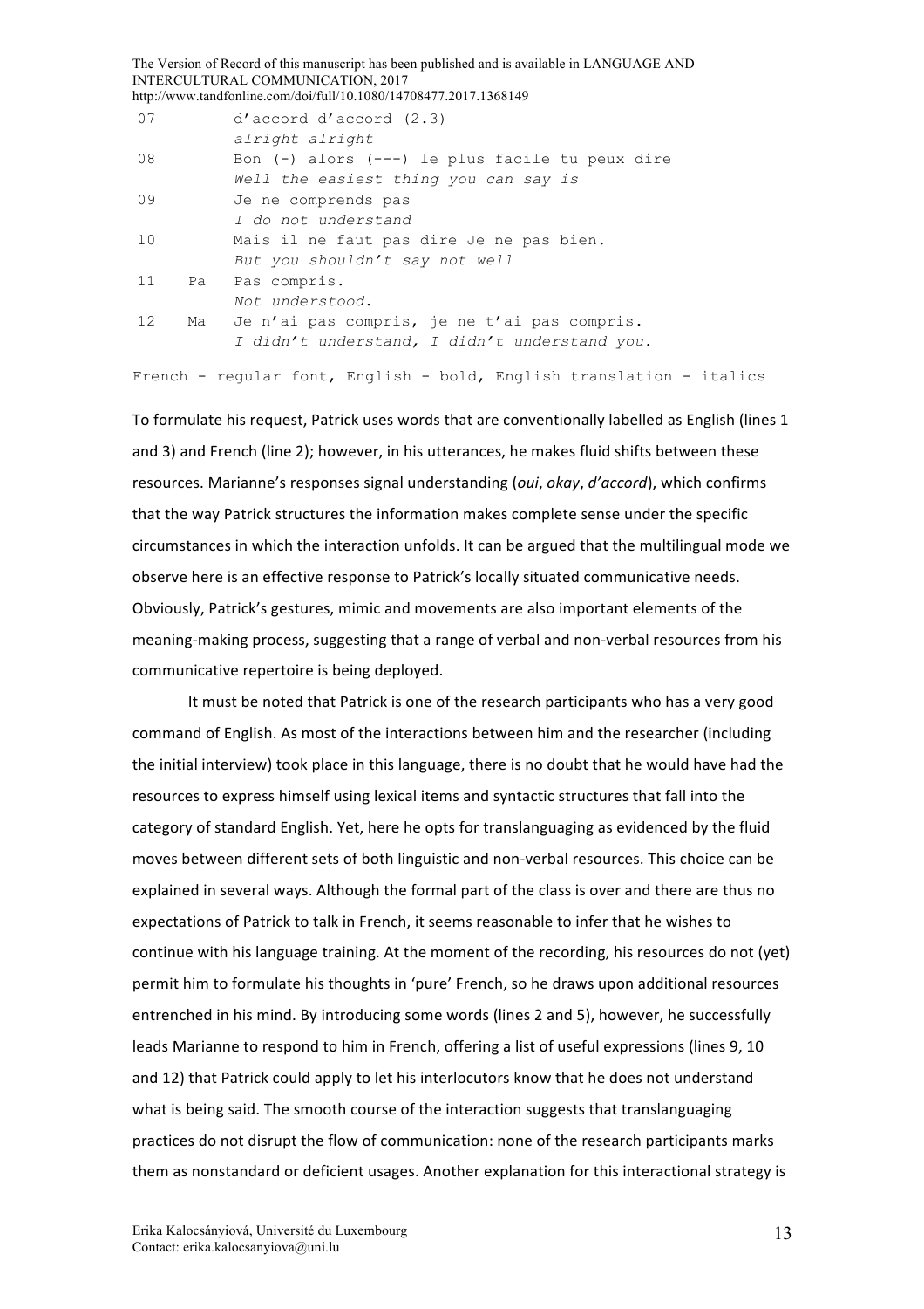```
07        d'accord d'accord (2.3)
          alright alright
08        Bon (-) alors (---) le plus facile tu peux dire
          Well the easiest thing you can say is
09        Je ne comprends pas
          I do not understand
10        Mais il ne faut pas dire Je ne pas bien.
          But you shouldn't say not well
11   Pa   Pas compris.
          Not understood.
12   Ma   Je n'ai pas compris, je ne t'ai pas compris.
          I didn't understand, I didn't understand you.
```

French - regular font, English - bold, English translation - italics

To formulate his request, Patrick uses words that are conventionally labelled as English (lines 1 and 3) and French (line 2); however, in his utterances, he makes fluid shifts between these resources. Marianne's responses signal understanding (*oui*, *okay*, *d'accord*), which confirms that the way Patrick structures the information makes complete sense under the specific circumstances in which the interaction unfolds. It can be argued that the multilingual mode we observe here is an effective response to Patrick's locally situated communicative needs. Obviously, Patrick's gestures, mimic and movements are also important elements of the meaning-making process, suggesting that a range of verbal and non-verbal resources from his communicative repertoire is being deployed.

It must be noted that Patrick is one of the research participants who has a very good command of English. As most of the interactions between him and the researcher (including the initial interview) took place in this language, there is no doubt that he would have had the resources to express himself using lexical items and syntactic structures that fall into the category of standard English. Yet, here he opts for translanguaging as evidenced by the fluid moves between different sets of both linguistic and non-verbal resources. This choice can be explained in several ways. Although the formal part of the class is over and there are thus no expectations of Patrick to talk in French, it seems reasonable to infer that he wishes to continue with his language training. At the moment of the recording, his resources do not (yet) permit him to formulate his thoughts in 'pure' French, so he draws upon additional resources entrenched in his mind. By introducing some words (lines 2 and 5), however, he successfully leads Marianne to respond to him in French, offering a list of useful expressions (lines 9, 10 and 12) that Patrick could apply to let his interlocutors know that he does not understand what is being said. The smooth course of the interaction suggests that translanguaging practices do not disrupt the flow of communication: none of the research participants marks them as nonstandard or deficient usages. Another explanation for this interactional strategy is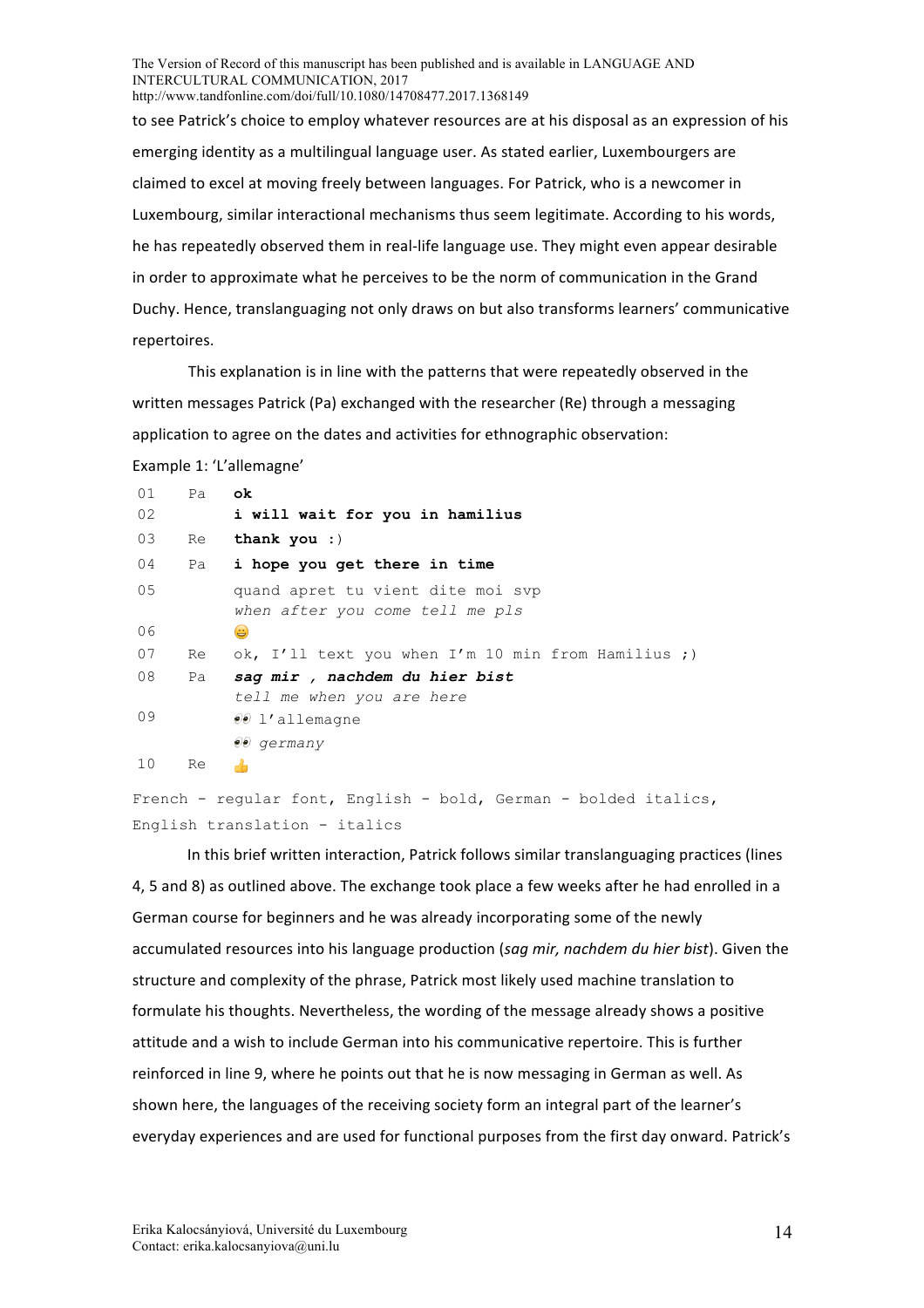to see Patrick's choice to employ whatever resources are at his disposal as an expression of his emerging identity as a multilingual language user. As stated earlier, Luxembourgers are claimed to excel at moving freely between languages. For Patrick, who is a newcomer in Luxembourg, similar interactional mechanisms thus seem legitimate. According to his words, he has repeatedly observed them in real-life language use. They might even appear desirable in order to approximate what he perceives to be the norm of communication in the Grand Duchy. Hence, translanguaging not only draws on but also transforms learners' communicative repertoires.

This explanation is in line with the patterns that were repeatedly observed in the written messages Patrick (Pa) exchanged with the researcher (Re) through a messaging application to agree on the dates and activities for ethnographic observation:

Example 1: 'L'allemagne'

| | | |
|---|---|---|
| 01 | Pa | **ok** |
| 02 | | **i will wait for you in hamilius** |
| 03 | Re | **thank you** :) |
| 04 | Pa | **i hope you get there in time** |
| 05 | | quand apret tu vient dite moi svp<br>*when after you come tell me pls* |
| 06 | | 😀 |
| 07 | Re | ok, I'll text you when I'm 10 min from Hamilius ;) |
| 08 | Pa | ***sag mir , nachdem du hier bist***<br>*tell me when you are here* |
| 09 | | 👀 l'allemagne<br>👀 *germany* |
| 10 | Re | 👍 |

French - regular font, English - bold, German - bolded italics, English translation - italics

In this brief written interaction, Patrick follows similar translanguaging practices (lines 4, 5 and 8) as outlined above. The exchange took place a few weeks after he had enrolled in a German course for beginners and he was already incorporating some of the newly accumulated resources into his language production (*sag mir, nachdem du hier bist*). Given the structure and complexity of the phrase, Patrick most likely used machine translation to formulate his thoughts. Nevertheless, the wording of the message already shows a positive attitude and a wish to include German into his communicative repertoire. This is further reinforced in line 9, where he points out that he is now messaging in German as well. As shown here, the languages of the receiving society form an integral part of the learner's everyday experiences and are used for functional purposes from the first day onward. Patrick's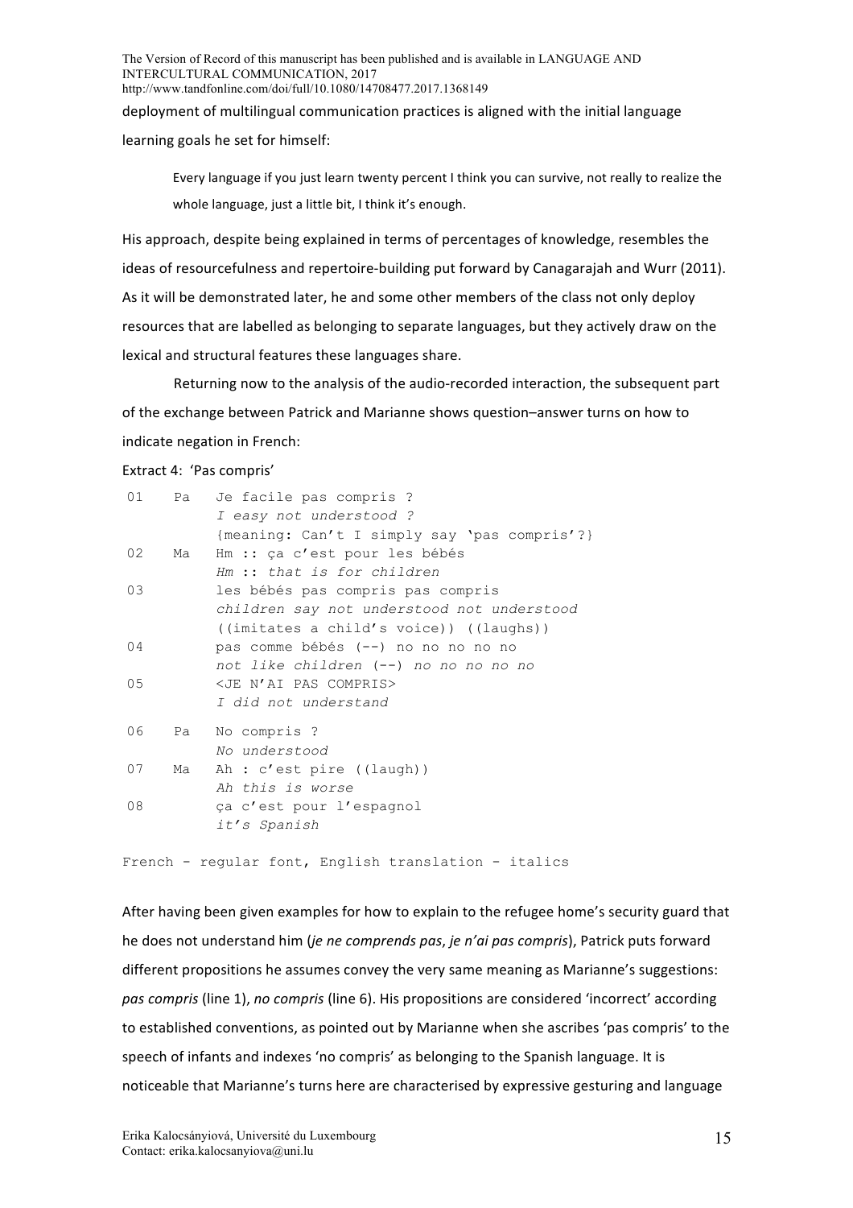deployment of multilingual communication practices is aligned with the initial language learning goals he set for himself:

> Every language if you just learn twenty percent I think you can survive, not really to realize the whole language, just a little bit, I think it's enough.

His approach, despite being explained in terms of percentages of knowledge, resembles the ideas of resourcefulness and repertoire-building put forward by Canagarajah and Wurr (2011). As it will be demonstrated later, he and some other members of the class not only deploy resources that are labelled as belonging to separate languages, but they actively draw on the lexical and structural features these languages share.

Returning now to the analysis of the audio-recorded interaction, the subsequent part of the exchange between Patrick and Marianne shows question–answer turns on how to indicate negation in French:

Extract 4: 'Pas compris'

```
01    Pa   Je facile pas compris ?
           I easy not understood ?
           {meaning: Can't I simply say 'pas compris'?}
02    Ma   Hm :: ça c'est pour les bébés
           Hm :: that is for children
03         les bébés pas compris pas compris
           children say not understood not understood
           ((imitates a child's voice)) ((laughs))
04         pas comme bébés (--) no no no no no
           not like children (--) no no no no no
05         <JE N'AI PAS COMPRIS>
           I did not understand
06    Pa   No compris ?
           No understood
07    Ma   Ah : c'est pire ((laugh))
           Ah this is worse
08         ça c'est pour l'espagnol
           it's Spanish
```

French - regular font, English translation - italics

After having been given examples for how to explain to the refugee home's security guard that he does not understand him (*je ne comprends pas*, *je n'ai pas compris*), Patrick puts forward different propositions he assumes convey the very same meaning as Marianne's suggestions: *pas compris* (line 1), *no compris* (line 6). His propositions are considered 'incorrect' according to established conventions, as pointed out by Marianne when she ascribes 'pas compris' to the speech of infants and indexes 'no compris' as belonging to the Spanish language. It is noticeable that Marianne's turns here are characterised by expressive gesturing and language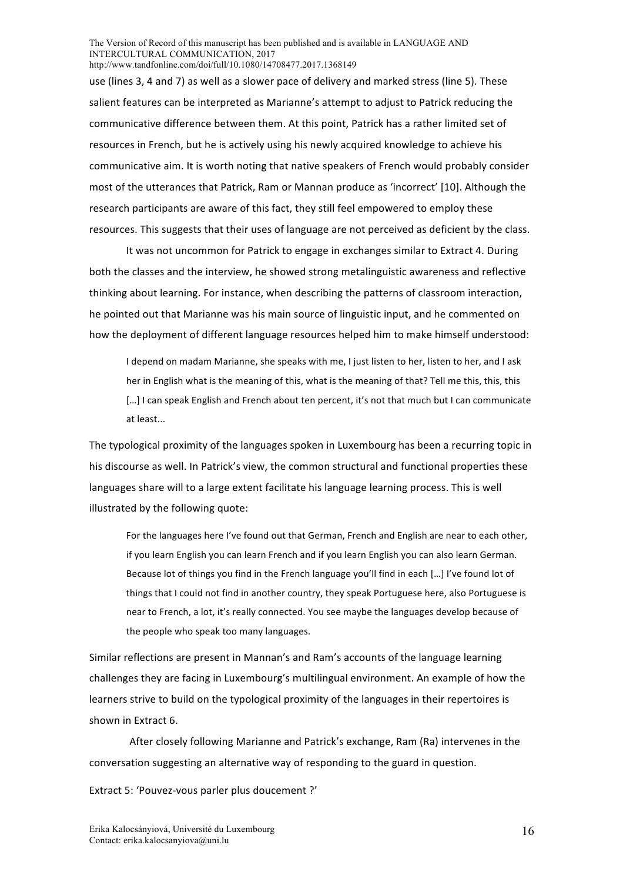use (lines 3, 4 and 7) as well as a slower pace of delivery and marked stress (line 5). These salient features can be interpreted as Marianne's attempt to adjust to Patrick reducing the communicative difference between them. At this point, Patrick has a rather limited set of resources in French, but he is actively using his newly acquired knowledge to achieve his communicative aim. It is worth noting that native speakers of French would probably consider most of the utterances that Patrick, Ram or Mannan produce as 'incorrect' [10]. Although the research participants are aware of this fact, they still feel empowered to employ these resources. This suggests that their uses of language are not perceived as deficient by the class.

It was not uncommon for Patrick to engage in exchanges similar to Extract 4. During both the classes and the interview, he showed strong metalinguistic awareness and reflective thinking about learning. For instance, when describing the patterns of classroom interaction, he pointed out that Marianne was his main source of linguistic input, and he commented on how the deployment of different language resources helped him to make himself understood:

> I depend on madam Marianne, she speaks with me, I just listen to her, listen to her, and I ask her in English what is the meaning of this, what is the meaning of that? Tell me this, this, this […] I can speak English and French about ten percent, it's not that much but I can communicate at least...

The typological proximity of the languages spoken in Luxembourg has been a recurring topic in his discourse as well. In Patrick's view, the common structural and functional properties these languages share will to a large extent facilitate his language learning process. This is well illustrated by the following quote:

> For the languages here I've found out that German, French and English are near to each other, if you learn English you can learn French and if you learn English you can also learn German. Because lot of things you find in the French language you'll find in each […] I've found lot of things that I could not find in another country, they speak Portuguese here, also Portuguese is near to French, a lot, it's really connected. You see maybe the languages develop because of the people who speak too many languages.

Similar reflections are present in Mannan's and Ram's accounts of the language learning challenges they are facing in Luxembourg's multilingual environment. An example of how the learners strive to build on the typological proximity of the languages in their repertoires is shown in Extract 6.

After closely following Marianne and Patrick's exchange, Ram (Ra) intervenes in the conversation suggesting an alternative way of responding to the guard in question.

Extract 5: 'Pouvez-vous parler plus doucement ?'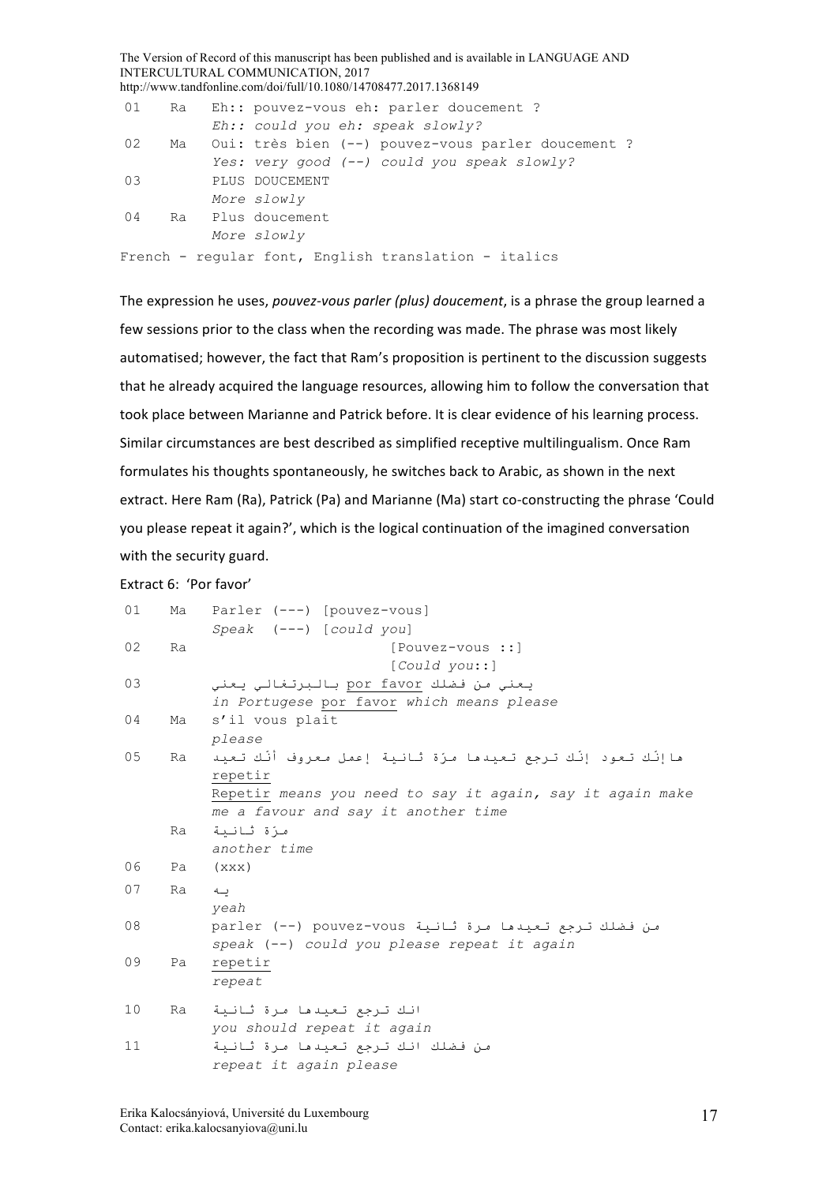```
01    Ra    Eh:: pouvez-vous eh: parler doucement ?
            Eh:: could you eh: speak slowly?
02    Ma    Oui: très bien (--) pouvez-vous parler doucement ?
            Yes: very good (--) could you speak slowly?
03          PLUS DOUCEMENT
            More slowly
04    Ra    Plus doucement
            More slowly
French - regular font, English translation - italics
```

The expression he uses, *pouvez-vous parler (plus) doucement*, is a phrase the group learned a few sessions prior to the class when the recording was made. The phrase was most likely automatised; however, the fact that Ram's proposition is pertinent to the discussion suggests that he already acquired the language resources, allowing him to follow the conversation that took place between Marianne and Patrick before. It is clear evidence of his learning process. Similar circumstances are best described as simplified receptive multilingualism. Once Ram formulates his thoughts spontaneously, he switches back to Arabic, as shown in the next extract. Here Ram (Ra), Patrick (Pa) and Marianne (Ma) start co-constructing the phrase 'Could you please repeat it again?', which is the logical continuation of the imagined conversation with the security guard.

Extract 6: 'Por favor'

```
01    Ma    Parler (---) [pouvez-vous]
            Speak  (---) [could you]
02    Ra                       [Pouvez-vous ::]
                               [Could you::]
03          يعني من فضلك por favor بالبرتغالي يعني
            in Portugese por favor which means please
04    Ma    s'il vous plait
            please
05    Ra    هاإنّك تعود إنّك ترجع تعيدها مرّة ثانية إعمل معروف أنّك تعيد
            repetir
            Repetir means you need to say it again, say it again make
            me a favour and say it another time
      Ra    مرّة ثانية
            another time
06    Pa    (xxx)
07    Ra    يه
            yeah
08          parler (--) pouvez-vous من فضلك ترجع تعيدها مرة ثانية
            speak (--) could you please repeat it again
09    Pa    repetir
            repeat
10    Ra    انك ترجع تعيدها مرة ثانية
            you should repeat it again
11          من فضلك انك ترجع تعيدها مرة ثانية
            repeat it again please
```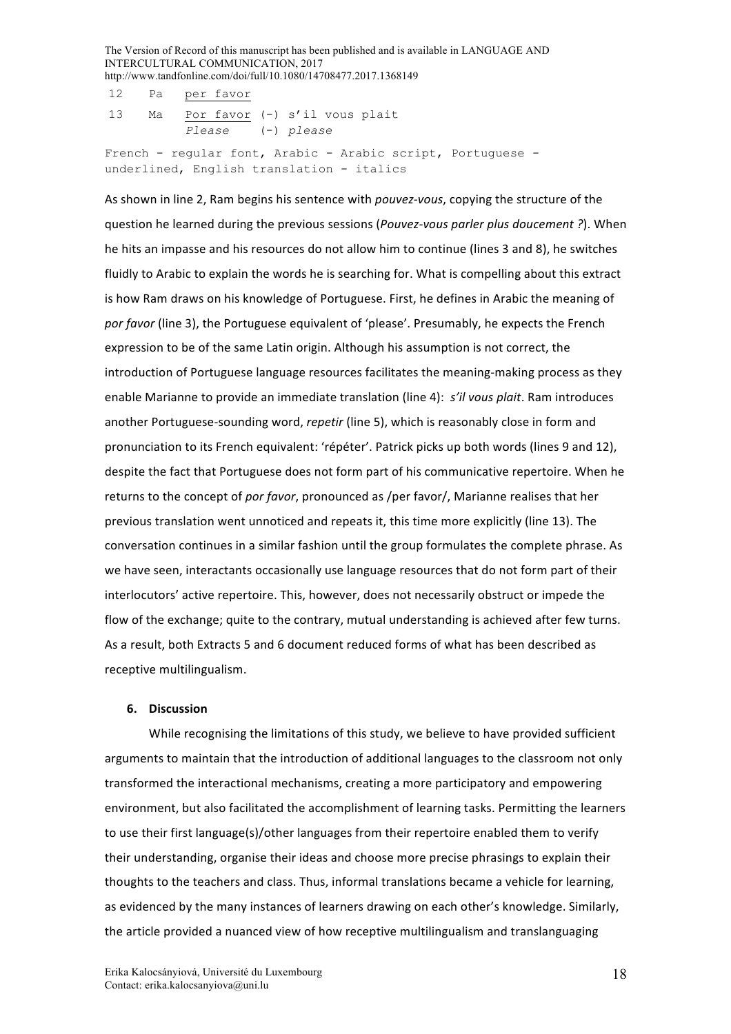```
12    Pa   per favor
13    Ma   Por favor (-) s'il vous plait
           Please    (-) please
```

French - regular font, Arabic - Arabic script, Portuguese - underlined, English translation - italics

As shown in line 2, Ram begins his sentence with *pouvez-vous*, copying the structure of the question he learned during the previous sessions (*Pouvez-vous parler plus doucement ?*). When he hits an impasse and his resources do not allow him to continue (lines 3 and 8), he switches fluidly to Arabic to explain the words he is searching for. What is compelling about this extract is how Ram draws on his knowledge of Portuguese. First, he defines in Arabic the meaning of *por favor* (line 3), the Portuguese equivalent of 'please'. Presumably, he expects the French expression to be of the same Latin origin. Although his assumption is not correct, the introduction of Portuguese language resources facilitates the meaning-making process as they enable Marianne to provide an immediate translation (line 4): *s'il vous plait*. Ram introduces another Portuguese-sounding word, *repetir* (line 5), which is reasonably close in form and pronunciation to its French equivalent: 'répéter'. Patrick picks up both words (lines 9 and 12), despite the fact that Portuguese does not form part of his communicative repertoire. When he returns to the concept of *por favor*, pronounced as /per favor/, Marianne realises that her previous translation went unnoticed and repeats it, this time more explicitly (line 13). The conversation continues in a similar fashion until the group formulates the complete phrase. As we have seen, interactants occasionally use language resources that do not form part of their interlocutors' active repertoire. This, however, does not necessarily obstruct or impede the flow of the exchange; quite to the contrary, mutual understanding is achieved after few turns. As a result, both Extracts 5 and 6 document reduced forms of what has been described as receptive multilingualism.

## 6. Discussion

While recognising the limitations of this study, we believe to have provided sufficient arguments to maintain that the introduction of additional languages to the classroom not only transformed the interactional mechanisms, creating a more participatory and empowering environment, but also facilitated the accomplishment of learning tasks. Permitting the learners to use their first language(s)/other languages from their repertoire enabled them to verify their understanding, organise their ideas and choose more precise phrasings to explain their thoughts to the teachers and class. Thus, informal translations became a vehicle for learning, as evidenced by the many instances of learners drawing on each other's knowledge. Similarly, the article provided a nuanced view of how receptive multilingualism and translanguaging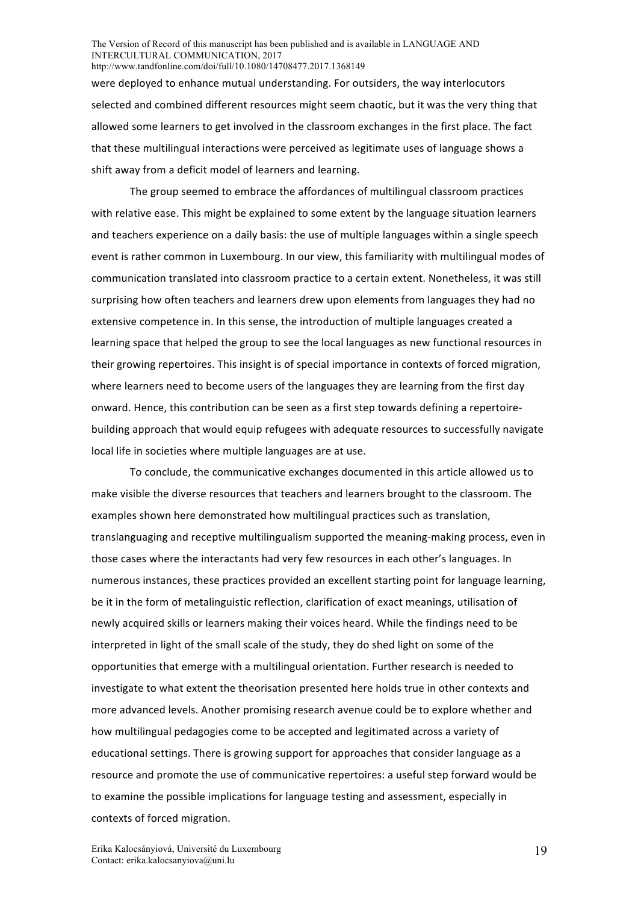were deployed to enhance mutual understanding. For outsiders, the way interlocutors selected and combined different resources might seem chaotic, but it was the very thing that allowed some learners to get involved in the classroom exchanges in the first place. The fact that these multilingual interactions were perceived as legitimate uses of language shows a shift away from a deficit model of learners and learning.

The group seemed to embrace the affordances of multilingual classroom practices with relative ease. This might be explained to some extent by the language situation learners and teachers experience on a daily basis: the use of multiple languages within a single speech event is rather common in Luxembourg. In our view, this familiarity with multilingual modes of communication translated into classroom practice to a certain extent. Nonetheless, it was still surprising how often teachers and learners drew upon elements from languages they had no extensive competence in. In this sense, the introduction of multiple languages created a learning space that helped the group to see the local languages as new functional resources in their growing repertoires. This insight is of special importance in contexts of forced migration, where learners need to become users of the languages they are learning from the first day onward. Hence, this contribution can be seen as a first step towards defining a repertoire-building approach that would equip refugees with adequate resources to successfully navigate local life in societies where multiple languages are at use.

To conclude, the communicative exchanges documented in this article allowed us to make visible the diverse resources that teachers and learners brought to the classroom. The examples shown here demonstrated how multilingual practices such as translation, translanguaging and receptive multilingualism supported the meaning-making process, even in those cases where the interactants had very few resources in each other's languages. In numerous instances, these practices provided an excellent starting point for language learning, be it in the form of metalinguistic reflection, clarification of exact meanings, utilisation of newly acquired skills or learners making their voices heard. While the findings need to be interpreted in light of the small scale of the study, they do shed light on some of the opportunities that emerge with a multilingual orientation. Further research is needed to investigate to what extent the theorisation presented here holds true in other contexts and more advanced levels. Another promising research avenue could be to explore whether and how multilingual pedagogies come to be accepted and legitimated across a variety of educational settings. There is growing support for approaches that consider language as a resource and promote the use of communicative repertoires: a useful step forward would be to examine the possible implications for language testing and assessment, especially in contexts of forced migration.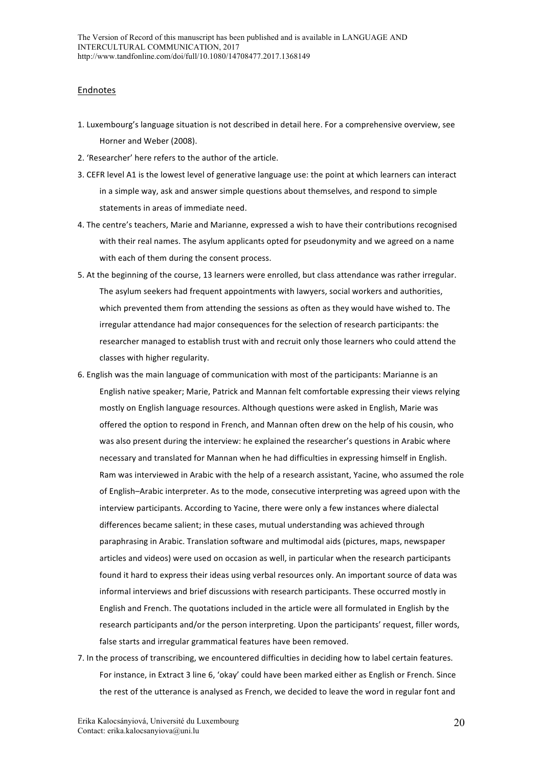## Endnotes

1. Luxembourg's language situation is not described in detail here. For a comprehensive overview, see Horner and Weber (2008).
2. 'Researcher' here refers to the author of the article.
3. CEFR level A1 is the lowest level of generative language use: the point at which learners can interact in a simple way, ask and answer simple questions about themselves, and respond to simple statements in areas of immediate need.
4. The centre's teachers, Marie and Marianne, expressed a wish to have their contributions recognised with their real names. The asylum applicants opted for pseudonymity and we agreed on a name with each of them during the consent process.
5. At the beginning of the course, 13 learners were enrolled, but class attendance was rather irregular. The asylum seekers had frequent appointments with lawyers, social workers and authorities, which prevented them from attending the sessions as often as they would have wished to. The irregular attendance had major consequences for the selection of research participants: the researcher managed to establish trust with and recruit only those learners who could attend the classes with higher regularity.
6. English was the main language of communication with most of the participants: Marianne is an English native speaker; Marie, Patrick and Mannan felt comfortable expressing their views relying mostly on English language resources. Although questions were asked in English, Marie was offered the option to respond in French, and Mannan often drew on the help of his cousin, who was also present during the interview: he explained the researcher's questions in Arabic where necessary and translated for Mannan when he had difficulties in expressing himself in English. Ram was interviewed in Arabic with the help of a research assistant, Yacine, who assumed the role of English–Arabic interpreter. As to the mode, consecutive interpreting was agreed upon with the interview participants. According to Yacine, there were only a few instances where dialectal differences became salient; in these cases, mutual understanding was achieved through paraphrasing in Arabic. Translation software and multimodal aids (pictures, maps, newspaper articles and videos) were used on occasion as well, in particular when the research participants found it hard to express their ideas using verbal resources only. An important source of data was informal interviews and brief discussions with research participants. These occurred mostly in English and French. The quotations included in the article were all formulated in English by the research participants and/or the person interpreting. Upon the participants' request, filler words, false starts and irregular grammatical features have been removed.
7. In the process of transcribing, we encountered difficulties in deciding how to label certain features. For instance, in Extract 3 line 6, 'okay' could have been marked either as English or French. Since the rest of the utterance is analysed as French, we decided to leave the word in regular font and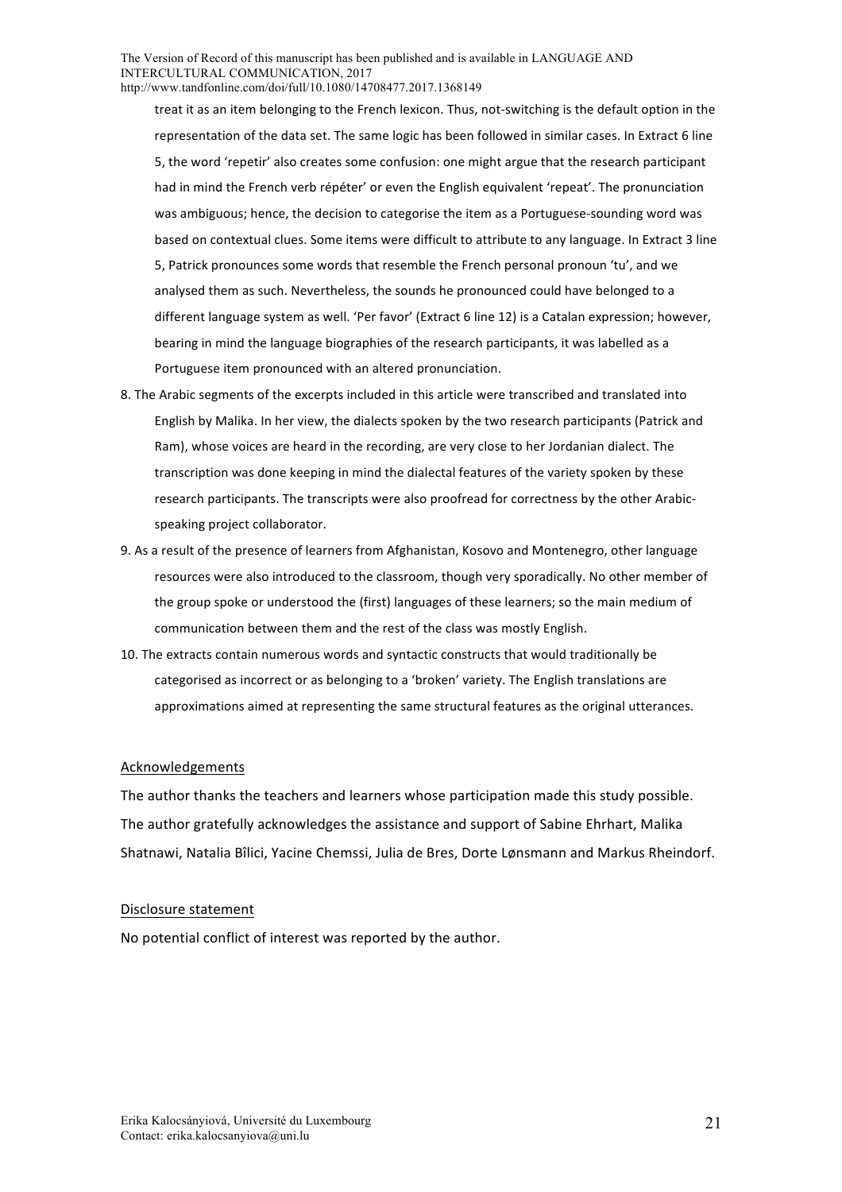treat it as an item belonging to the French lexicon. Thus, not-switching is the default option in the representation of the data set. The same logic has been followed in similar cases. In Extract 6 line 5, the word 'repetir' also creates some confusion: one might argue that the research participant had in mind the French verb répéter' or even the English equivalent 'repeat'. The pronunciation was ambiguous; hence, the decision to categorise the item as a Portuguese-sounding word was based on contextual clues. Some items were difficult to attribute to any language. In Extract 3 line 5, Patrick pronounces some words that resemble the French personal pronoun 'tu', and we analysed them as such. Nevertheless, the sounds he pronounced could have belonged to a different language system as well. 'Per favor' (Extract 6 line 12) is a Catalan expression; however, bearing in mind the language biographies of the research participants, it was labelled as a Portuguese item pronounced with an altered pronunciation.

8. The Arabic segments of the excerpts included in this article were transcribed and translated into English by Malika. In her view, the dialects spoken by the two research participants (Patrick and Ram), whose voices are heard in the recording, are very close to her Jordanian dialect. The transcription was done keeping in mind the dialectal features of the variety spoken by these research participants. The transcripts were also proofread for correctness by the other Arabic-speaking project collaborator.
9. As a result of the presence of learners from Afghanistan, Kosovo and Montenegro, other language resources were also introduced to the classroom, though very sporadically. No other member of the group spoke or understood the (first) languages of these learners; so the main medium of communication between them and the rest of the class was mostly English.
10. The extracts contain numerous words and syntactic constructs that would traditionally be categorised as incorrect or as belonging to a 'broken' variety. The English translations are approximations aimed at representing the same structural features as the original utterances.

## Acknowledgements

The author thanks the teachers and learners whose participation made this study possible. The author gratefully acknowledges the assistance and support of Sabine Ehrhart, Malika Shatnawi, Natalia Bîlici, Yacine Chemssi, Julia de Bres, Dorte Lønsmann and Markus Rheindorf.

## Disclosure statement

No potential conflict of interest was reported by the author.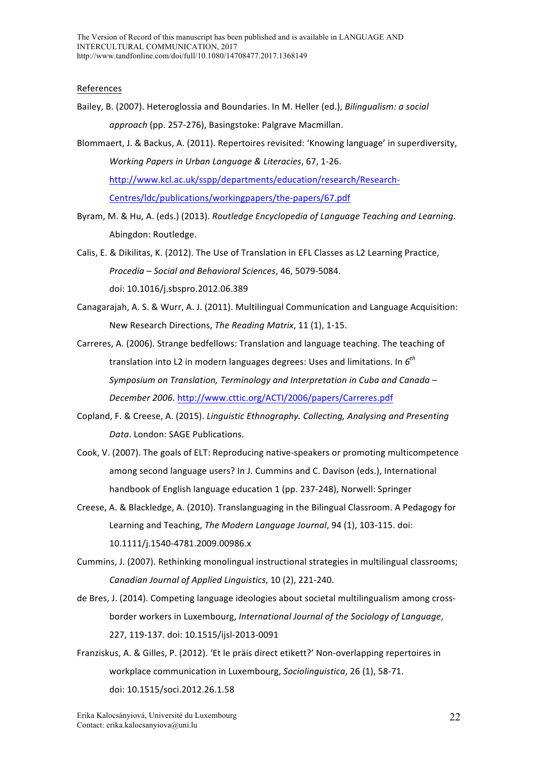References

Bailey, B. (2007). Heteroglossia and Boundaries. In M. Heller (ed.), *Bilingualism: a social approach* (pp. 257-276), Basingstoke: Palgrave Macmillan.

Blommaert, J. & Backus, A. (2011). Repertoires revisited: 'Knowing language' in superdiversity, *Working Papers in Urban Language & Literacies*, 67, 1-26. http://www.kcl.ac.uk/sspp/departments/education/research/Research-Centres/ldc/publications/workingpapers/the-papers/67.pdf

Byram, M. & Hu, A. (eds.) (2013). *Routledge Encyclopedia of Language Teaching and Learning*. Abingdon: Routledge.

Calis, E. & Dikilitas, K. (2012). The Use of Translation in EFL Classes as L2 Learning Practice, *Procedia – Social and Behavioral Sciences*, 46, 5079-5084. doi: 10.1016/j.sbspro.2012.06.389

Canagarajah, A. S. & Wurr, A. J. (2011). Multilingual Communication and Language Acquisition: New Research Directions, *The Reading Matrix*, 11 (1), 1-15.

Carreres, A. (2006). Strange bedfellows: Translation and language teaching. The teaching of translation into L2 in modern languages degrees: Uses and limitations. In *6th Symposium on Translation, Terminology and Interpretation in Cuba and Canada – December 2006*. http://www.cttic.org/ACTI/2006/papers/Carreres.pdf

Copland, F. & Creese, A. (2015). *Linguistic Ethnography. Collecting, Analysing and Presenting Data*. London: SAGE Publications.

Cook, V. (2007). The goals of ELT: Reproducing native-speakers or promoting multicompetence among second language users? In J. Cummins and C. Davison (eds.), International handbook of English language education 1 (pp. 237-248), Norwell: Springer

Creese, A. & Blackledge, A. (2010). Translanguaging in the Bilingual Classroom. A Pedagogy for Learning and Teaching, *The Modern Language Journal*, 94 (1), 103-115. doi: 10.1111/j.1540-4781.2009.00986.x

Cummins, J. (2007). Rethinking monolingual instructional strategies in multilingual classrooms; *Canadian Journal of Applied Linguistics*, 10 (2), 221-240.

de Bres, J. (2014). Competing language ideologies about societal multilingualism among cross-border workers in Luxembourg, *International Journal of the Sociology of Language*, 227, 119-137. doi: 10.1515/ijsl-2013-0091

Franziskus, A. & Gilles, P. (2012). 'Et le präis direct etikett?' Non-overlapping repertoires in workplace communication in Luxembourg, *Sociolinguistica*, 26 (1), 58-71. doi: 10.1515/soci.2012.26.1.58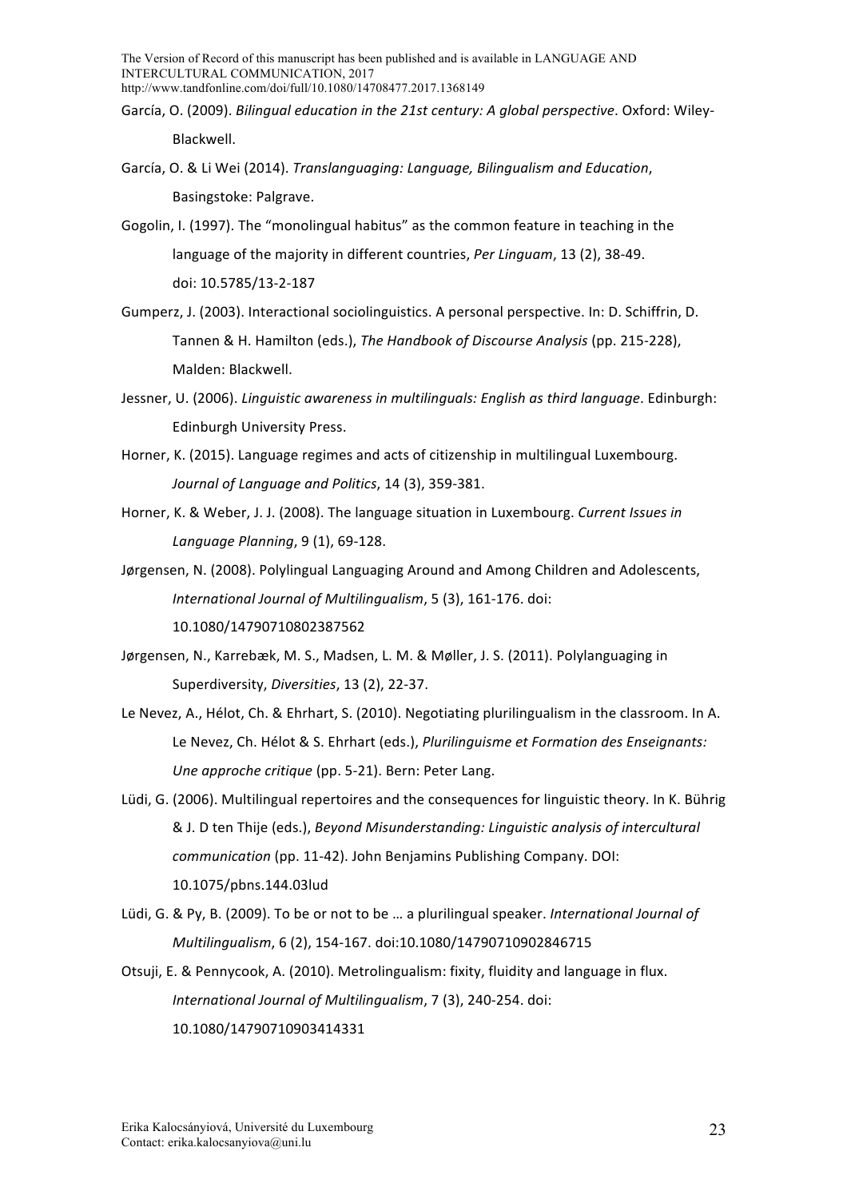García, O. (2009). *Bilingual education in the 21st century: A global perspective*. Oxford: Wiley-Blackwell.

García, O. & Li Wei (2014). *Translanguaging: Language, Bilingualism and Education*, Basingstoke: Palgrave.

Gogolin, I. (1997). The "monolingual habitus" as the common feature in teaching in the language of the majority in different countries, *Per Linguam*, 13 (2), 38-49. doi: 10.5785/13-2-187

Gumperz, J. (2003). Interactional sociolinguistics. A personal perspective. In: D. Schiffrin, D. Tannen & H. Hamilton (eds.), *The Handbook of Discourse Analysis* (pp. 215-228), Malden: Blackwell.

Jessner, U. (2006). *Linguistic awareness in multilinguals: English as third language*. Edinburgh: Edinburgh University Press.

Horner, K. (2015). Language regimes and acts of citizenship in multilingual Luxembourg. *Journal of Language and Politics*, 14 (3), 359-381.

Horner, K. & Weber, J. J. (2008). The language situation in Luxembourg. *Current Issues in Language Planning*, 9 (1), 69-128.

Jørgensen, N. (2008). Polylingual Languaging Around and Among Children and Adolescents, *International Journal of Multilingualism*, 5 (3), 161-176. doi: 10.1080/14790710802387562

Jørgensen, N., Karrebæk, M. S., Madsen, L. M. & Møller, J. S. (2011). Polylanguaging in Superdiversity, *Diversities*, 13 (2), 22-37.

Le Nevez, A., Hélot, Ch. & Ehrhart, S. (2010). Negotiating plurilingualism in the classroom. In A. Le Nevez, Ch. Hélot & S. Ehrhart (eds.), *Plurilinguisme et Formation des Enseignants: Une approche critique* (pp. 5-21). Bern: Peter Lang.

Lüdi, G. (2006). Multilingual repertoires and the consequences for linguistic theory. In K. Bührig & J. D ten Thije (eds.), *Beyond Misunderstanding: Linguistic analysis of intercultural communication* (pp. 11-42). John Benjamins Publishing Company. DOI: 10.1075/pbns.144.03lud

Lüdi, G. & Py, B. (2009). To be or not to be … a plurilingual speaker. *International Journal of Multilingualism*, 6 (2), 154-167. doi:10.1080/14790710902846715

Otsuji, E. & Pennycook, A. (2010). Metrolingualism: fixity, fluidity and language in flux. *International Journal of Multilingualism*, 7 (3), 240-254. doi: 10.1080/14790710903414331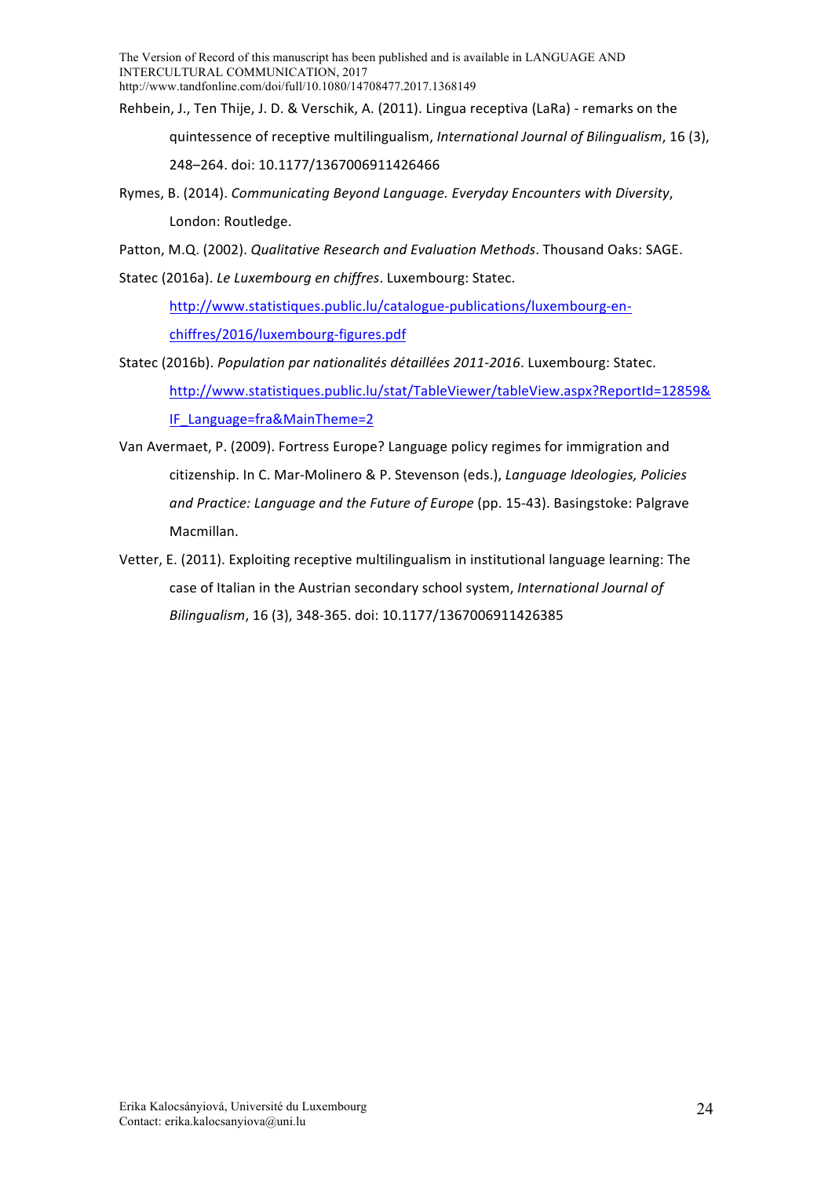Rehbein, J., Ten Thije, J. D. & Verschik, A. (2011). Lingua receptiva (LaRa) - remarks on the quintessence of receptive multilingualism, *International Journal of Bilingualism*, 16 (3), 248–264. doi: 10.1177/1367006911426466

Rymes, B. (2014). *Communicating Beyond Language. Everyday Encounters with Diversity*, London: Routledge.

Patton, M.Q. (2002). *Qualitative Research and Evaluation Methods*. Thousand Oaks: SAGE.

Statec (2016a). *Le Luxembourg en chiffres*. Luxembourg: Statec. http://www.statistiques.public.lu/catalogue-publications/luxembourg-en-chiffres/2016/luxembourg-figures.pdf

Statec (2016b). *Population par nationalités détaillées 2011-2016*. Luxembourg: Statec. http://www.statistiques.public.lu/stat/TableViewer/tableView.aspx?ReportId=12859&IF_Language=fra&MainTheme=2

Van Avermaet, P. (2009). Fortress Europe? Language policy regimes for immigration and citizenship. In C. Mar-Molinero & P. Stevenson (eds.), *Language Ideologies, Policies and Practice: Language and the Future of Europe* (pp. 15-43). Basingstoke: Palgrave Macmillan.

Vetter, E. (2011). Exploiting receptive multilingualism in institutional language learning: The case of Italian in the Austrian secondary school system, *International Journal of Bilingualism*, 16 (3), 348-365. doi: 10.1177/1367006911426385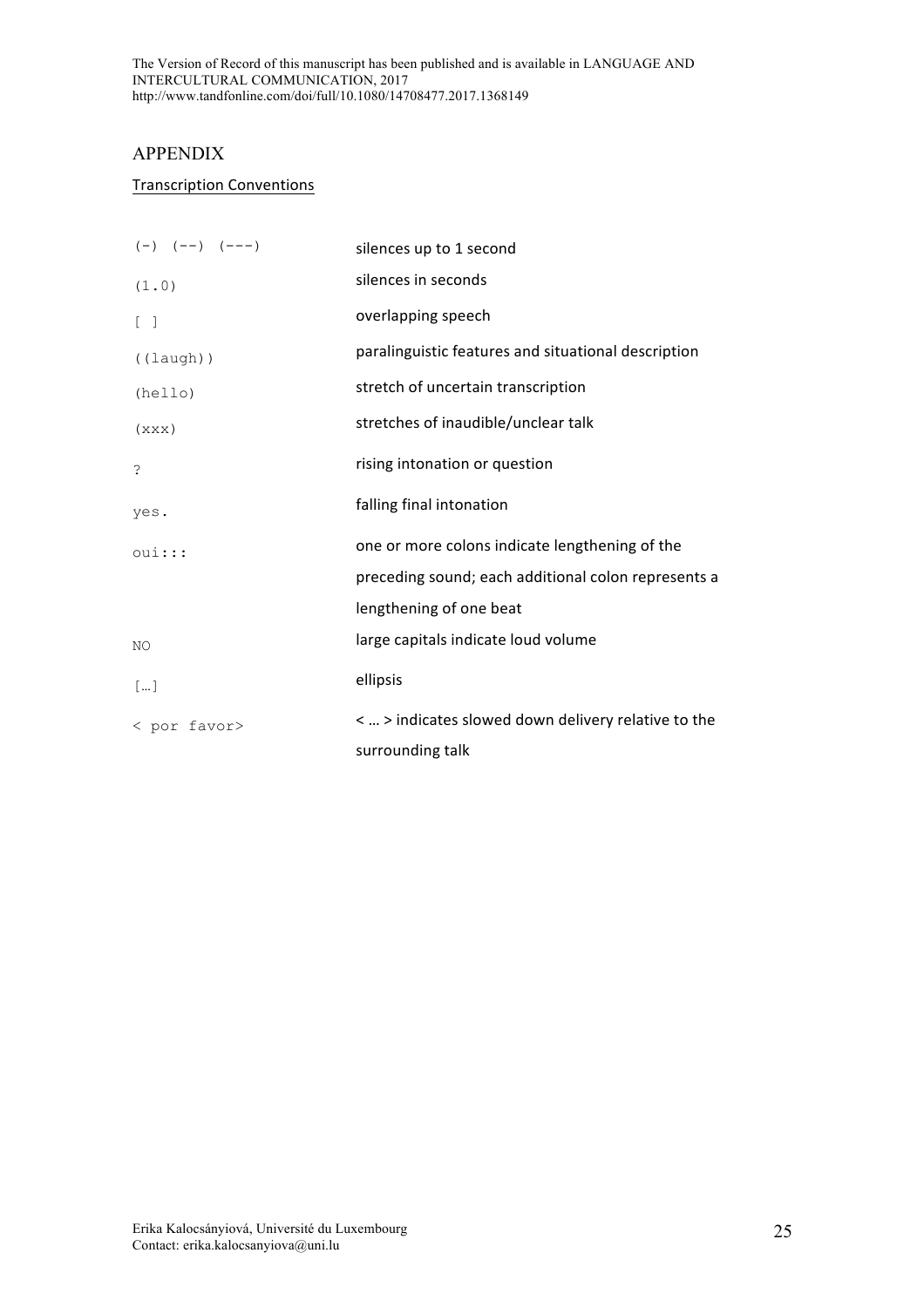The Version of Record of this manuscript has been published and is available in LANGUAGE AND INTERCULTURAL COMMUNICATION, 2017
http://www.tandfonline.com/doi/full/10.1080/14708477.2017.1368149

# APPENDIX

## Transcription Conventions

| | |
|---|---|
| (-) (--) (---) | silences up to 1 second |
| (1.0) | silences in seconds |
| [ ] | overlapping speech |
| ((laugh)) | paralinguistic features and situational description |
| (hello) | stretch of uncertain transcription |
| (xxx) | stretches of inaudible/unclear talk |
| ? | rising intonation or question |
| yes. | falling final intonation |
| oui::: | one or more colons indicate lengthening of the preceding sound; each additional colon represents a lengthening of one beat |
| NO | large capitals indicate loud volume |
| […] | ellipsis |
| < por favor> | < … > indicates slowed down delivery relative to the surrounding talk |

Erika Kalocsányiová, Université du Luxembourg
Contact: erika.kalocsanyiova@uni.lu